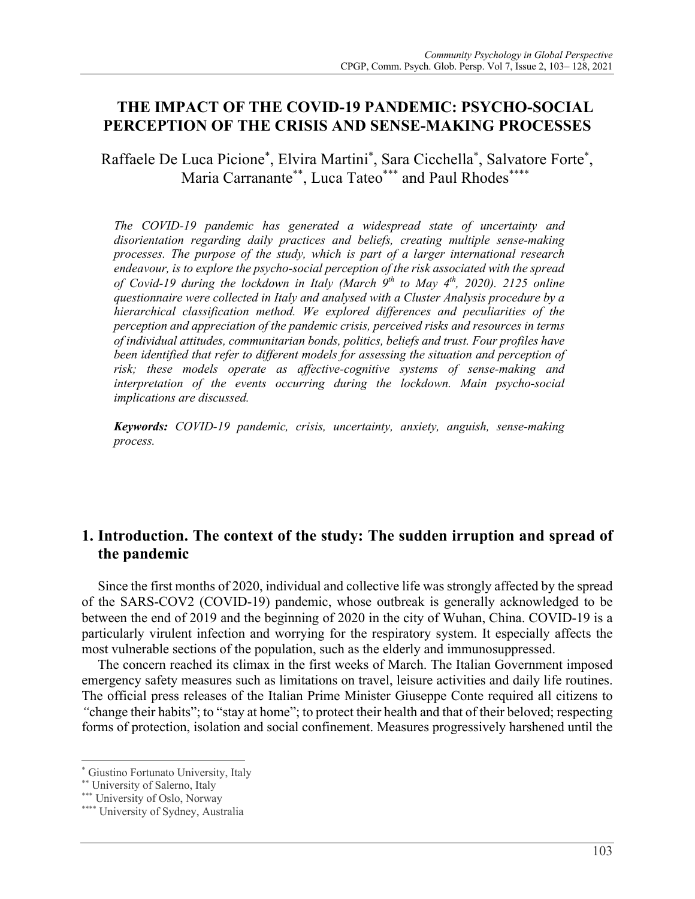# THE IMPACT OF THE COVID-19 PANDEMIC: PSYCHO-SOCIAL PERCEPTION OF THE CRISIS AND SENSE-MAKING PROCESSES

Raffaele De Luca Picione[*], Elvira Martini[*], Sara Cicchella[*], Salvatore Forte[*], Maria Carranante[**], Luca Tateo[***] and Paul Rhodes[****]

*The COVID-19 pandemic has generated a widespread state of uncertainty and disorientation regarding daily practices and beliefs, creating multiple sense-making processes. The purpose of the study, which is part of a larger international research endeavour, is to explore the psycho-social perception of the risk associated with the spread of Covid-19 during the lockdown in Italy (March 9th to May 4th, 2020). 2125 online questionnaire were collected in Italy and analysed with a Cluster Analysis procedure by a hierarchical classification method. We explored differences and peculiarities of the perception and appreciation of the pandemic crisis, perceived risks and resources in terms of individual attitudes, communitarian bonds, politics, beliefs and trust. Four profiles have been identified that refer to different models for assessing the situation and perception of risk; these models operate as affective-cognitive systems of sense-making and interpretation of the events occurring during the lockdown. Main psycho-social implications are discussed.*

***Keywords:*** *COVID-19 pandemic, crisis, uncertainty, anxiety, anguish, sense-making process.*

## 1. Introduction. The context of the study: The sudden irruption and spread of the pandemic

Since the first months of 2020, individual and collective life was strongly affected by the spread of the SARS-COV2 (COVID-19) pandemic, whose outbreak is generally acknowledged to be between the end of 2019 and the beginning of 2020 in the city of Wuhan, China. COVID-19 is a particularly virulent infection and worrying for the respiratory system. It especially affects the most vulnerable sections of the population, such as the elderly and immunosuppressed.

The concern reached its climax in the first weeks of March. The Italian Government imposed emergency safety measures such as limitations on travel, leisure activities and daily life routines. The official press releases of the Italian Prime Minister Giuseppe Conte required all citizens to "change their habits"; to "stay at home"; to protect their health and that of their beloved; respecting forms of protection, isolation and social confinement. Measures progressively harshened until the

[*] Giustino Fortunato University, Italy
[**] University of Salerno, Italy
[***] University of Oslo, Norway
[****] University of Sydney, Australia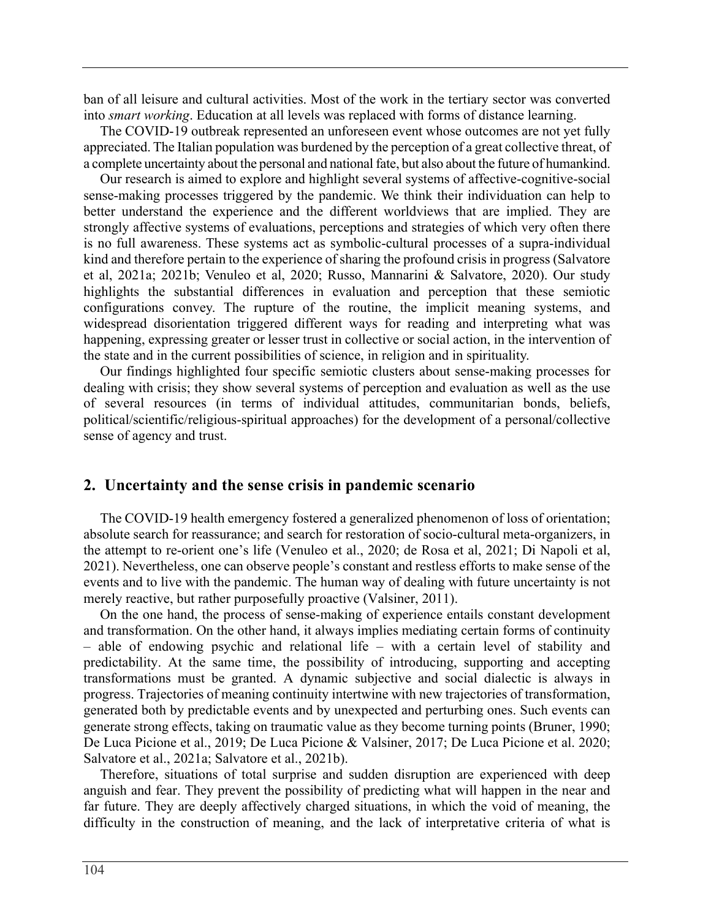ban of all leisure and cultural activities. Most of the work in the tertiary sector was converted into *smart working*. Education at all levels was replaced with forms of distance learning.

The COVID-19 outbreak represented an unforeseen event whose outcomes are not yet fully appreciated. The Italian population was burdened by the perception of a great collective threat, of a complete uncertainty about the personal and national fate, but also about the future of humankind.

Our research is aimed to explore and highlight several systems of affective-cognitive-social sense-making processes triggered by the pandemic. We think their individuation can help to better understand the experience and the different worldviews that are implied. They are strongly affective systems of evaluations, perceptions and strategies of which very often there is no full awareness. These systems act as symbolic-cultural processes of a supra-individual kind and therefore pertain to the experience of sharing the profound crisis in progress (Salvatore et al, 2021a; 2021b; Venuleo et al, 2020; Russo, Mannarini & Salvatore, 2020). Our study highlights the substantial differences in evaluation and perception that these semiotic configurations convey. The rupture of the routine, the implicit meaning systems, and widespread disorientation triggered different ways for reading and interpreting what was happening, expressing greater or lesser trust in collective or social action, in the intervention of the state and in the current possibilities of science, in religion and in spirituality.

Our findings highlighted four specific semiotic clusters about sense-making processes for dealing with crisis; they show several systems of perception and evaluation as well as the use of several resources (in terms of individual attitudes, communitarian bonds, beliefs, political/scientific/religious-spiritual approaches) for the development of a personal/collective sense of agency and trust.

## 2. Uncertainty and the sense crisis in pandemic scenario

The COVID-19 health emergency fostered a generalized phenomenon of loss of orientation; absolute search for reassurance; and search for restoration of socio-cultural meta-organizers, in the attempt to re-orient one's life (Venuleo et al., 2020; de Rosa et al, 2021; Di Napoli et al, 2021). Nevertheless, one can observe people's constant and restless efforts to make sense of the events and to live with the pandemic. The human way of dealing with future uncertainty is not merely reactive, but rather purposefully proactive (Valsiner, 2011).

On the one hand, the process of sense-making of experience entails constant development and transformation. On the other hand, it always implies mediating certain forms of continuity – able of endowing psychic and relational life – with a certain level of stability and predictability. At the same time, the possibility of introducing, supporting and accepting transformations must be granted. A dynamic subjective and social dialectic is always in progress. Trajectories of meaning continuity intertwine with new trajectories of transformation, generated both by predictable events and by unexpected and perturbing ones. Such events can generate strong effects, taking on traumatic value as they become turning points (Bruner, 1990; De Luca Picione et al., 2019; De Luca Picione & Valsiner, 2017; De Luca Picione et al. 2020; Salvatore et al., 2021a; Salvatore et al., 2021b).

Therefore, situations of total surprise and sudden disruption are experienced with deep anguish and fear. They prevent the possibility of predicting what will happen in the near and far future. They are deeply affectively charged situations, in which the void of meaning, the difficulty in the construction of meaning, and the lack of interpretative criteria of what is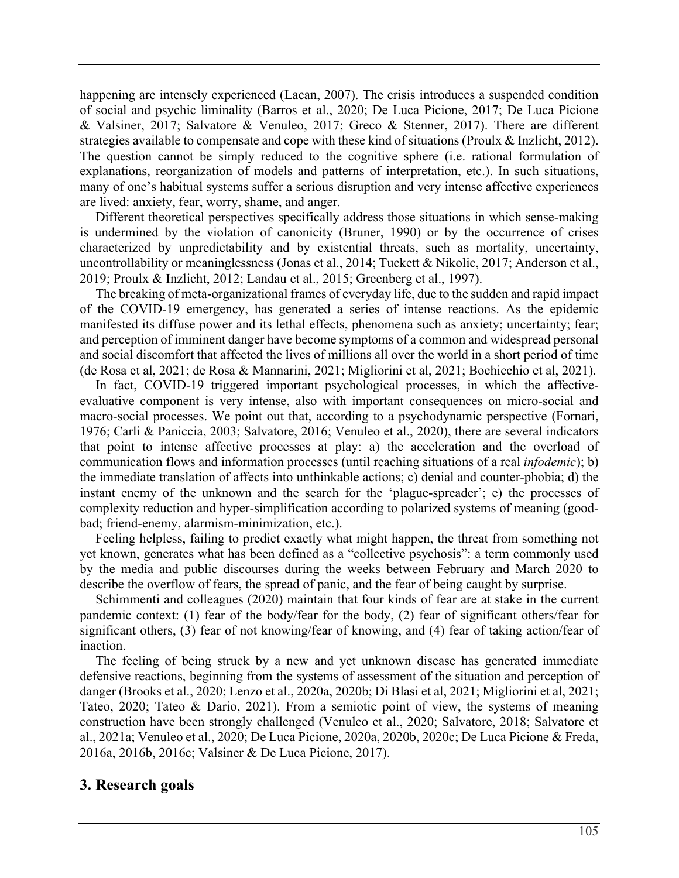happening are intensely experienced (Lacan, 2007). The crisis introduces a suspended condition of social and psychic liminality (Barros et al., 2020; De Luca Picione, 2017; De Luca Picione & Valsiner, 2017; Salvatore & Venuleo, 2017; Greco & Stenner, 2017). There are different strategies available to compensate and cope with these kind of situations (Proulx & Inzlicht, 2012). The question cannot be simply reduced to the cognitive sphere (i.e. rational formulation of explanations, reorganization of models and patterns of interpretation, etc.). In such situations, many of one's habitual systems suffer a serious disruption and very intense affective experiences are lived: anxiety, fear, worry, shame, and anger.

Different theoretical perspectives specifically address those situations in which sense-making is undermined by the violation of canonicity (Bruner, 1990) or by the occurrence of crises characterized by unpredictability and by existential threats, such as mortality, uncertainty, uncontrollability or meaninglessness (Jonas et al., 2014; Tuckett & Nikolic, 2017; Anderson et al., 2019; Proulx & Inzlicht, 2012; Landau et al., 2015; Greenberg et al., 1997).

The breaking of meta-organizational frames of everyday life, due to the sudden and rapid impact of the COVID-19 emergency, has generated a series of intense reactions. As the epidemic manifested its diffuse power and its lethal effects, phenomena such as anxiety; uncertainty; fear; and perception of imminent danger have become symptoms of a common and widespread personal and social discomfort that affected the lives of millions all over the world in a short period of time (de Rosa et al, 2021; de Rosa & Mannarini, 2021; Migliorini et al, 2021; Bochicchio et al, 2021).

In fact, COVID-19 triggered important psychological processes, in which the affective-evaluative component is very intense, also with important consequences on micro-social and macro-social processes. We point out that, according to a psychodynamic perspective (Fornari, 1976; Carli & Paniccia, 2003; Salvatore, 2016; Venuleo et al., 2020), there are several indicators that point to intense affective processes at play: a) the acceleration and the overload of communication flows and information processes (until reaching situations of a real *infodemic*); b) the immediate translation of affects into unthinkable actions; c) denial and counter-phobia; d) the instant enemy of the unknown and the search for the 'plague-spreader'; e) the processes of complexity reduction and hyper-simplification according to polarized systems of meaning (good-bad; friend-enemy, alarmism-minimization, etc.).

Feeling helpless, failing to predict exactly what might happen, the threat from something not yet known, generates what has been defined as a "collective psychosis": a term commonly used by the media and public discourses during the weeks between February and March 2020 to describe the overflow of fears, the spread of panic, and the fear of being caught by surprise.

Schimmenti and colleagues (2020) maintain that four kinds of fear are at stake in the current pandemic context: (1) fear of the body/fear for the body, (2) fear of significant others/fear for significant others, (3) fear of not knowing/fear of knowing, and (4) fear of taking action/fear of inaction.

The feeling of being struck by a new and yet unknown disease has generated immediate defensive reactions, beginning from the systems of assessment of the situation and perception of danger (Brooks et al., 2020; Lenzo et al., 2020a, 2020b; Di Blasi et al, 2021; Migliorini et al, 2021; Tateo, 2020; Tateo & Dario, 2021). From a semiotic point of view, the systems of meaning construction have been strongly challenged (Venuleo et al., 2020; Salvatore, 2018; Salvatore et al., 2021a; Venuleo et al., 2020; De Luca Picione, 2020a, 2020b, 2020c; De Luca Picione & Freda, 2016a, 2016b, 2016c; Valsiner & De Luca Picione, 2017).

## 3. Research goals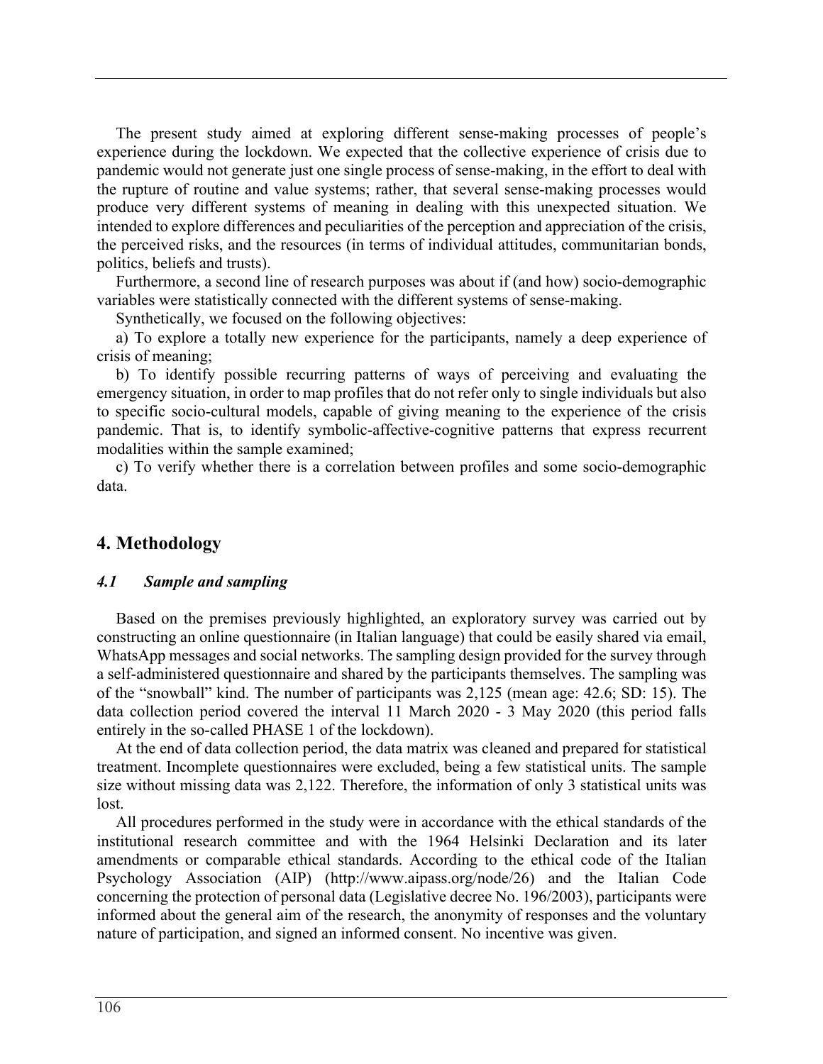The present study aimed at exploring different sense-making processes of people's experience during the lockdown. We expected that the collective experience of crisis due to pandemic would not generate just one single process of sense-making, in the effort to deal with the rupture of routine and value systems; rather, that several sense-making processes would produce very different systems of meaning in dealing with this unexpected situation. We intended to explore differences and peculiarities of the perception and appreciation of the crisis, the perceived risks, and the resources (in terms of individual attitudes, communitarian bonds, politics, beliefs and trusts).

Furthermore, a second line of research purposes was about if (and how) socio-demographic variables were statistically connected with the different systems of sense-making.

Synthetically, we focused on the following objectives:

a) To explore a totally new experience for the participants, namely a deep experience of crisis of meaning;

b) To identify possible recurring patterns of ways of perceiving and evaluating the emergency situation, in order to map profiles that do not refer only to single individuals but also to specific socio-cultural models, capable of giving meaning to the experience of the crisis pandemic. That is, to identify symbolic-affective-cognitive patterns that express recurrent modalities within the sample examined;

c) To verify whether there is a correlation between profiles and some socio-demographic data.

## 4. Methodology

### *4.1 Sample and sampling*

Based on the premises previously highlighted, an exploratory survey was carried out by constructing an online questionnaire (in Italian language) that could be easily shared via email, WhatsApp messages and social networks. The sampling design provided for the survey through a self-administered questionnaire and shared by the participants themselves. The sampling was of the "snowball" kind. The number of participants was 2,125 (mean age: 42.6; SD: 15). The data collection period covered the interval 11 March 2020 - 3 May 2020 (this period falls entirely in the so-called PHASE 1 of the lockdown).

At the end of data collection period, the data matrix was cleaned and prepared for statistical treatment. Incomplete questionnaires were excluded, being a few statistical units. The sample size without missing data was 2,122. Therefore, the information of only 3 statistical units was lost.

All procedures performed in the study were in accordance with the ethical standards of the institutional research committee and with the 1964 Helsinki Declaration and its later amendments or comparable ethical standards. According to the ethical code of the Italian Psychology Association (AIP) (http://www.aipass.org/node/26) and the Italian Code concerning the protection of personal data (Legislative decree No. 196/2003), participants were informed about the general aim of the research, the anonymity of responses and the voluntary nature of participation, and signed an informed consent. No incentive was given.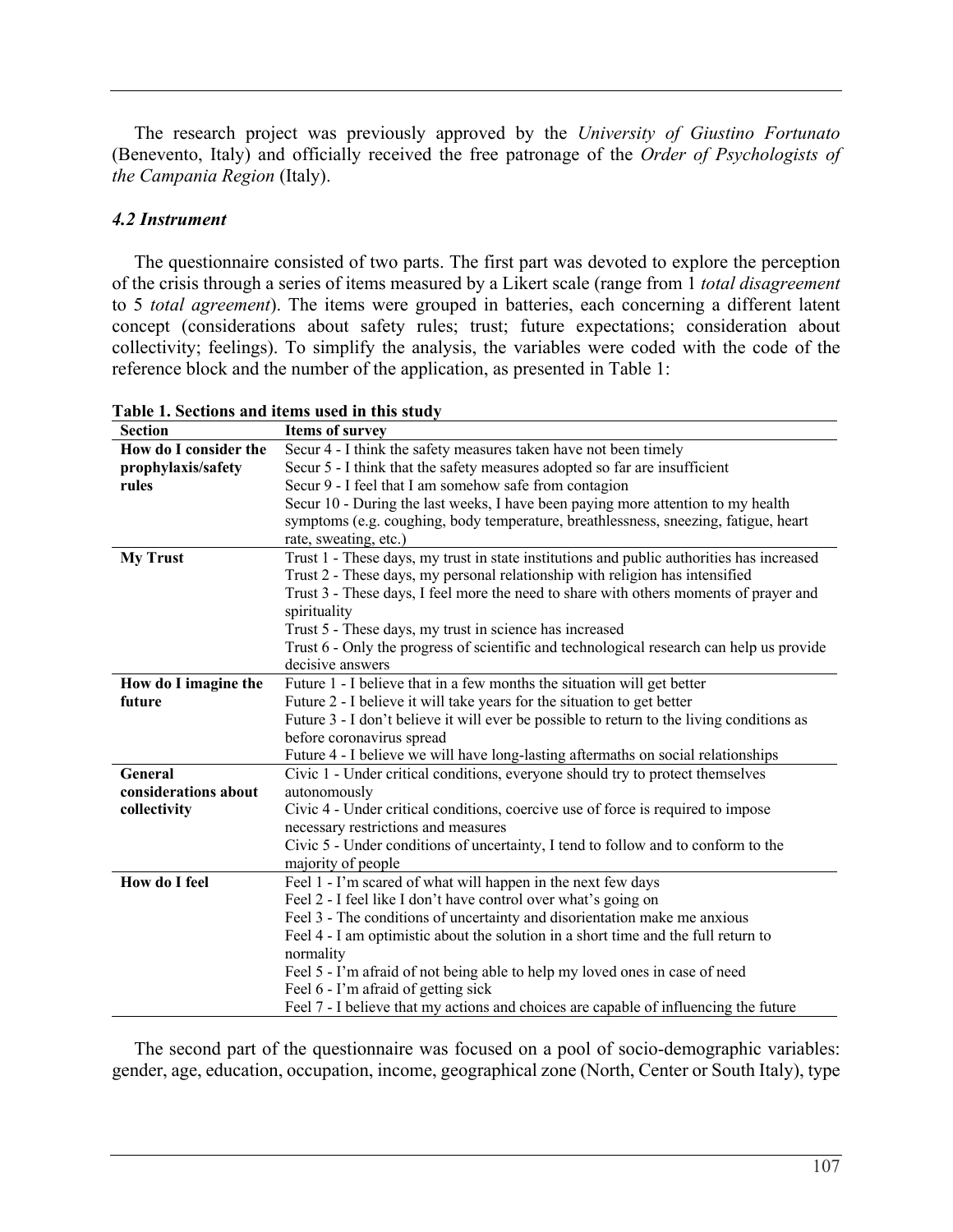The research project was previously approved by the *University of Giustino Fortunato* (Benevento, Italy) and officially received the free patronage of the *Order of Psychologists of the Campania Region* (Italy).

### *4.2 Instrument*

The questionnaire consisted of two parts. The first part was devoted to explore the perception of the crisis through a series of items measured by a Likert scale (range from 1 *total disagreement* to 5 *total agreement*). The items were grouped in batteries, each concerning a different latent concept (considerations about safety rules; trust; future expectations; consideration about collectivity; feelings). To simplify the analysis, the variables were coded with the code of the reference block and the number of the application, as presented in Table 1:

**Table 1. Sections and items used in this study**

| Section | Items of survey |
|---|---|
| **How do I consider the prophylaxis/safety rules** | Secur 4 - I think the safety measures taken have not been timely<br>Secur 5 - I think that the safety measures adopted so far are insufficient<br>Secur 9 - I feel that I am somehow safe from contagion<br>Secur 10 - During the last weeks, I have been paying more attention to my health symptoms (e.g. coughing, body temperature, breathlessness, sneezing, fatigue, heart rate, sweating, etc.) |
| **My Trust** | Trust 1 - These days, my trust in state institutions and public authorities has increased<br>Trust 2 - These days, my personal relationship with religion has intensified<br>Trust 3 - These days, I feel more the need to share with others moments of prayer and spirituality<br>Trust 5 - These days, my trust in science has increased<br>Trust 6 - Only the progress of scientific and technological research can help us provide decisive answers |
| **How do I imagine the future** | Future 1 - I believe that in a few months the situation will get better<br>Future 2 - I believe it will take years for the situation to get better<br>Future 3 - I don't believe it will ever be possible to return to the living conditions as before coronavirus spread<br>Future 4 - I believe we will have long-lasting aftermaths on social relationships |
| **General considerations about collectivity** | Civic 1 - Under critical conditions, everyone should try to protect themselves autonomously<br>Civic 4 - Under critical conditions, coercive use of force is required to impose necessary restrictions and measures<br>Civic 5 - Under conditions of uncertainty, I tend to follow and to conform to the majority of people |
| **How do I feel** | Feel 1 - I'm scared of what will happen in the next few days<br>Feel 2 - I feel like I don't have control over what's going on<br>Feel 3 - The conditions of uncertainty and disorientation make me anxious<br>Feel 4 - I am optimistic about the solution in a short time and the full return to normality<br>Feel 5 - I'm afraid of not being able to help my loved ones in case of need<br>Feel 6 - I'm afraid of getting sick<br>Feel 7 - I believe that my actions and choices are capable of influencing the future |

The second part of the questionnaire was focused on a pool of socio-demographic variables: gender, age, education, occupation, income, geographical zone (North, Center or South Italy), type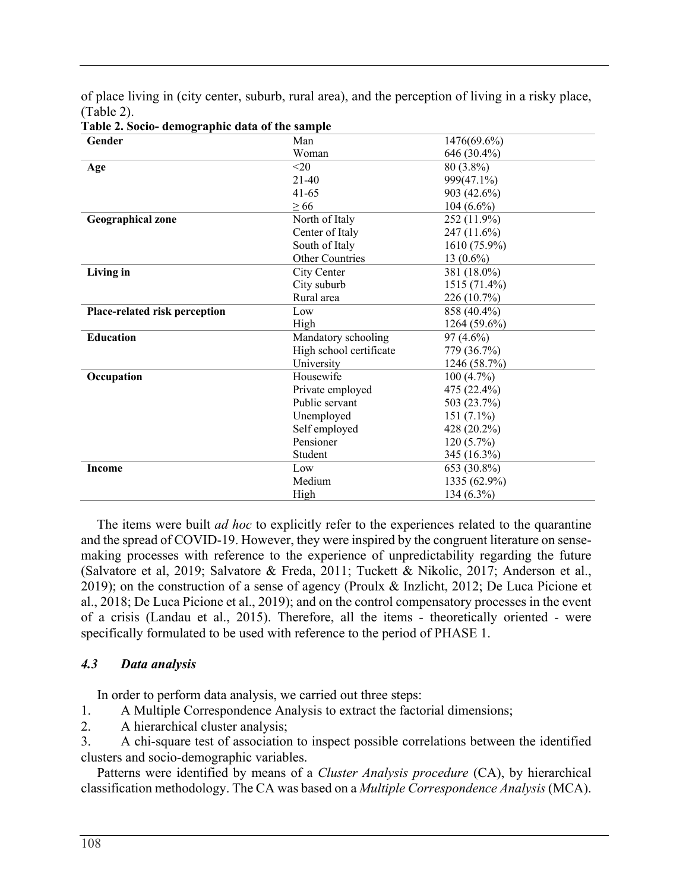of place living in (city center, suburb, rural area), and the perception of living in a risky place, (Table 2).

**Table 2. Socio- demographic data of the sample**

| | | |
|---|---|---|
| **Gender** | Man | 1476(69.6%) |
| | Woman | 646 (30.4%) |
| **Age** | <20 | 80 (3.8%) |
| | 21-40 | 999(47.1%) |
| | 41-65 | 903 (42.6%) |
| | ≥ 66 | 104 (6.6%) |
| **Geographical zone** | North of Italy | 252 (11.9%) |
| | Center of Italy | 247 (11.6%) |
| | South of Italy | 1610 (75.9%) |
| | Other Countries | 13 (0.6%) |
| **Living in** | City Center | 381 (18.0%) |
| | City suburb | 1515 (71.4%) |
| | Rural area | 226 (10.7%) |
| **Place-related risk perception** | Low | 858 (40.4%) |
| | High | 1264 (59.6%) |
| **Education** | Mandatory schooling | 97 (4.6%) |
| | High school certificate | 779 (36.7%) |
| | University | 1246 (58.7%) |
| **Occupation** | Housewife | 100 (4.7%) |
| | Private employed | 475 (22.4%) |
| | Public servant | 503 (23.7%) |
| | Unemployed | 151 (7.1%) |
| | Self employed | 428 (20.2%) |
| | Pensioner | 120 (5.7%) |
| | Student | 345 (16.3%) |
| **Income** | Low | 653 (30.8%) |
| | Medium | 1335 (62.9%) |
| | High | 134 (6.3%) |

The items were built *ad hoc* to explicitly refer to the experiences related to the quarantine and the spread of COVID-19. However, they were inspired by the congruent literature on sense-making processes with reference to the experience of unpredictability regarding the future (Salvatore et al, 2019; Salvatore & Freda, 2011; Tuckett & Nikolic, 2017; Anderson et al., 2019); on the construction of a sense of agency (Proulx & Inzlicht, 2012; De Luca Picione et al., 2018; De Luca Picione et al., 2019); and on the control compensatory processes in the event of a crisis (Landau et al., 2015). Therefore, all the items - theoretically oriented - were specifically formulated to be used with reference to the period of PHASE 1.

### *4.3 Data analysis*

In order to perform data analysis, we carried out three steps:

1. A Multiple Correspondence Analysis to extract the factorial dimensions;
2. A hierarchical cluster analysis;
3. A chi-square test of association to inspect possible correlations between the identified clusters and socio-demographic variables.

Patterns were identified by means of a *Cluster Analysis procedure* (CA), by hierarchical classification methodology. The CA was based on a *Multiple Correspondence Analysis* (MCA).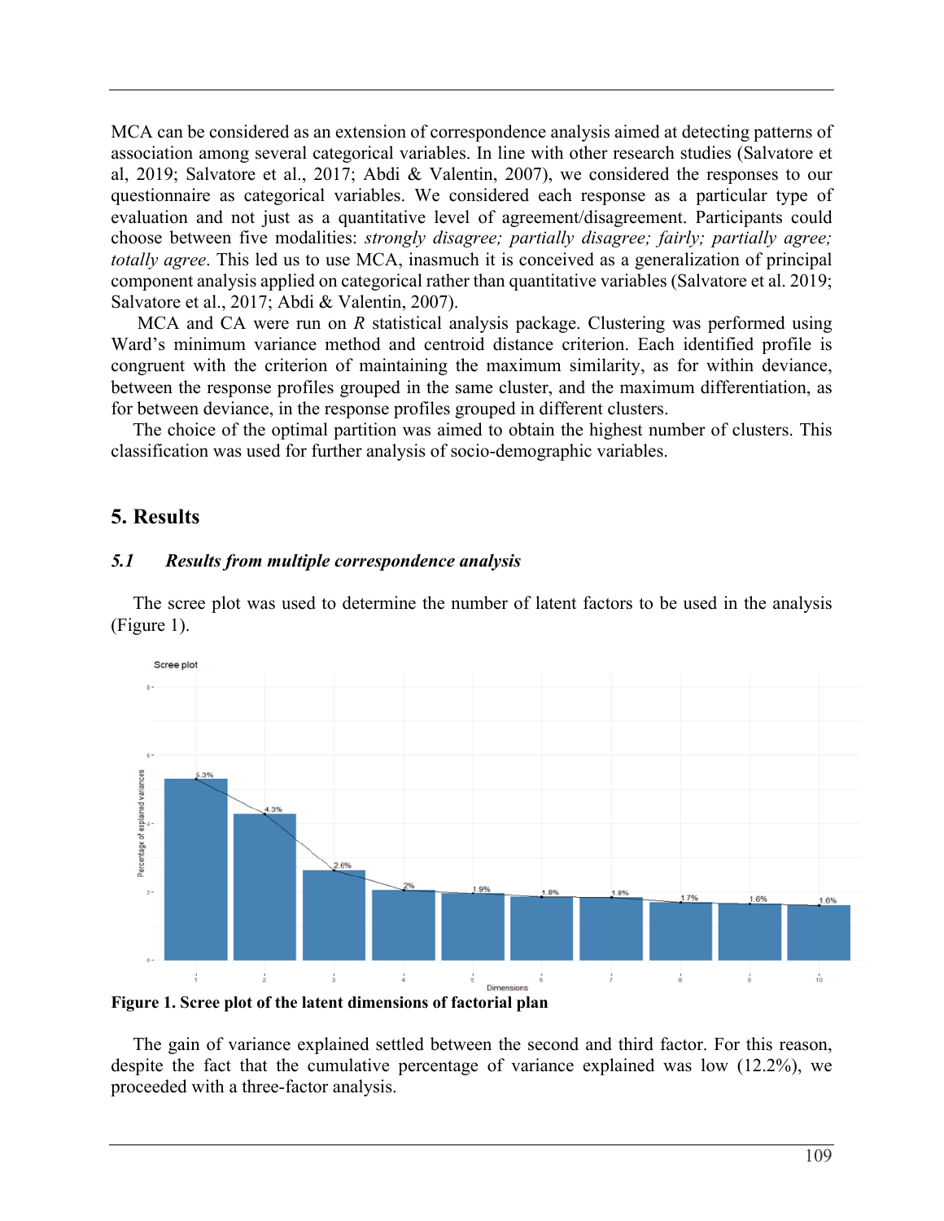MCA can be considered as an extension of correspondence analysis aimed at detecting patterns of association among several categorical variables. In line with other research studies (Salvatore et al, 2019; Salvatore et al., 2017; Abdi & Valentin, 2007), we considered the responses to our questionnaire as categorical variables. We considered each response as a particular type of evaluation and not just as a quantitative level of agreement/disagreement. Participants could choose between five modalities: *strongly disagree; partially disagree; fairly; partially agree; totally agree*. This led us to use MCA, inasmuch it is conceived as a generalization of principal component analysis applied on categorical rather than quantitative variables (Salvatore et al. 2019; Salvatore et al., 2017; Abdi & Valentin, 2007).

MCA and CA were run on *R* statistical analysis package. Clustering was performed using Ward's minimum variance method and centroid distance criterion. Each identified profile is congruent with the criterion of maintaining the maximum similarity, as for within deviance, between the response profiles grouped in the same cluster, and the maximum differentiation, as for between deviance, in the response profiles grouped in different clusters.

The choice of the optimal partition was aimed to obtain the highest number of clusters. This classification was used for further analysis of socio-demographic variables.

## 5. Results

### *5.1 Results from multiple correspondence analysis*

The scree plot was used to determine the number of latent factors to be used in the analysis (Figure 1).

**Figure 1. Scree plot of the latent dimensions of factorial plan**

The gain of variance explained settled between the second and third factor. For this reason, despite the fact that the cumulative percentage of variance explained was low (12.2%), we proceeded with a three-factor analysis.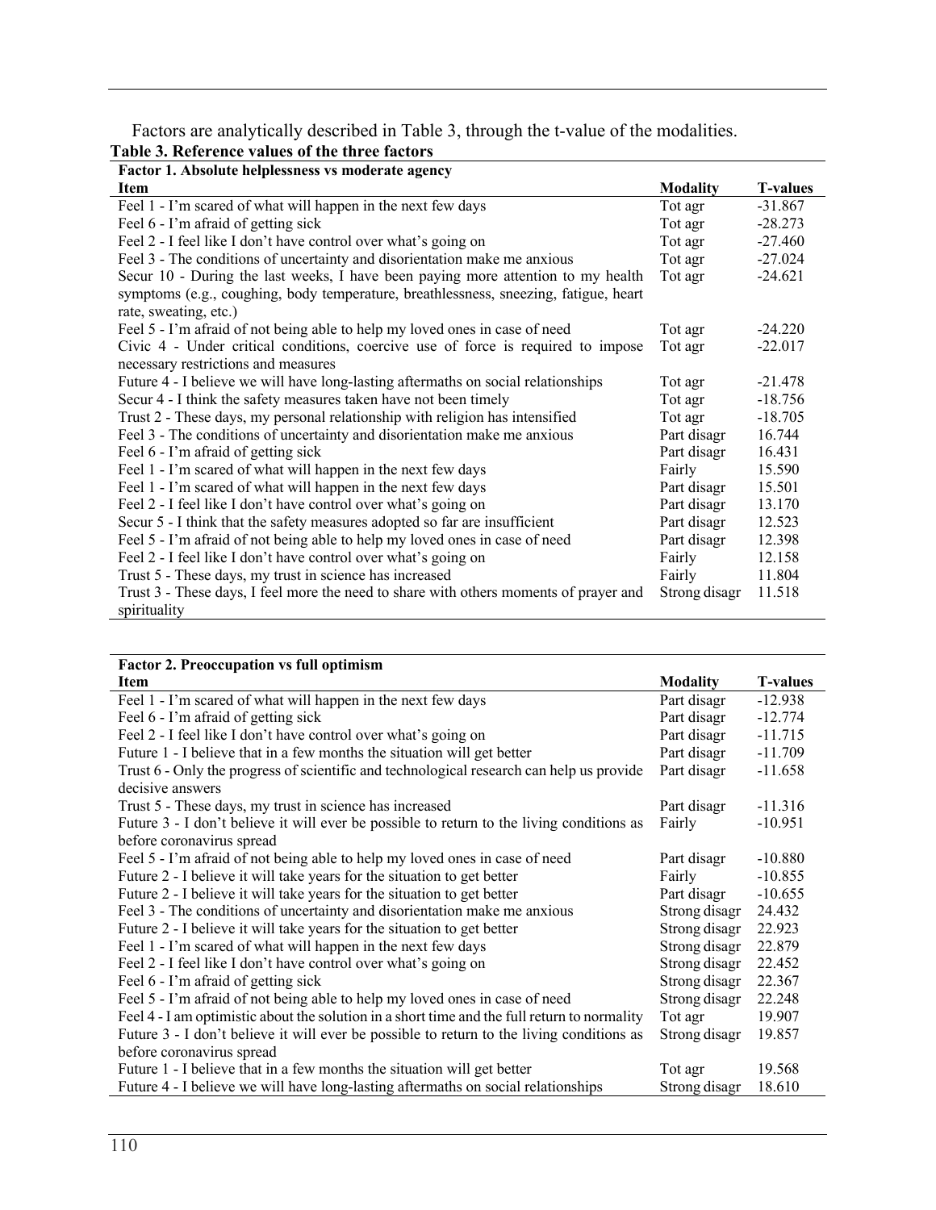Factors are analytically described in Table 3, through the t-value of the modalities.

**Table 3. Reference values of the three factors**

| **Factor 1. Absolute helplessness vs moderate agency** | | |
|---|---|---|
| **Item** | **Modality** | **T-values** |
| Feel 1 - I'm scared of what will happen in the next few days | Tot agr | -31.867 |
| Feel 6 - I'm afraid of getting sick | Tot agr | -28.273 |
| Feel 2 - I feel like I don't have control over what's going on | Tot agr | -27.460 |
| Feel 3 - The conditions of uncertainty and disorientation make me anxious | Tot agr | -27.024 |
| Secur 10 - During the last weeks, I have been paying more attention to my health symptoms (e.g., coughing, body temperature, breathlessness, sneezing, fatigue, heart rate, sweating, etc.) | Tot agr | -24.621 |
| Feel 5 - I'm afraid of not being able to help my loved ones in case of need | Tot agr | -24.220 |
| Civic 4 - Under critical conditions, coercive use of force is required to impose necessary restrictions and measures | Tot agr | -22.017 |
| Future 4 - I believe we will have long-lasting aftermaths on social relationships | Tot agr | -21.478 |
| Secur 4 - I think the safety measures taken have not been timely | Tot agr | -18.756 |
| Trust 2 - These days, my personal relationship with religion has intensified | Tot agr | -18.705 |
| Feel 3 - The conditions of uncertainty and disorientation make me anxious | Part disagr | 16.744 |
| Feel 6 - I'm afraid of getting sick | Part disagr | 16.431 |
| Feel 1 - I'm scared of what will happen in the next few days | Fairly | 15.590 |
| Feel 1 - I'm scared of what will happen in the next few days | Part disagr | 15.501 |
| Feel 2 - I feel like I don't have control over what's going on | Part disagr | 13.170 |
| Secur 5 - I think that the safety measures adopted so far are insufficient | Part disagr | 12.523 |
| Feel 5 - I'm afraid of not being able to help my loved ones in case of need | Part disagr | 12.398 |
| Feel 2 - I feel like I don't have control over what's going on | Fairly | 12.158 |
| Trust 5 - These days, my trust in science has increased | Fairly | 11.804 |
| Trust 3 - These days, I feel more the need to share with others moments of prayer and spirituality | Strong disagr | 11.518 |

| **Factor 2. Preoccupation vs full optimism** | | |
|---|---|---|
| **Item** | **Modality** | **T-values** |
| Feel 1 - I'm scared of what will happen in the next few days | Part disagr | -12.938 |
| Feel 6 - I'm afraid of getting sick | Part disagr | -12.774 |
| Feel 2 - I feel like I don't have control over what's going on | Part disagr | -11.715 |
| Future 1 - I believe that in a few months the situation will get better | Part disagr | -11.709 |
| Trust 6 - Only the progress of scientific and technological research can help us provide decisive answers | Part disagr | -11.658 |
| Trust 5 - These days, my trust in science has increased | Part disagr | -11.316 |
| Future 3 - I don't believe it will ever be possible to return to the living conditions as before coronavirus spread | Fairly | -10.951 |
| Feel 5 - I'm afraid of not being able to help my loved ones in case of need | Part disagr | -10.880 |
| Future 2 - I believe it will take years for the situation to get better | Fairly | -10.855 |
| Future 2 - I believe it will take years for the situation to get better | Part disagr | -10.655 |
| Feel 3 - The conditions of uncertainty and disorientation make me anxious | Strong disagr | 24.432 |
| Future 2 - I believe it will take years for the situation to get better | Strong disagr | 22.923 |
| Feel 1 - I'm scared of what will happen in the next few days | Strong disagr | 22.879 |
| Feel 2 - I feel like I don't have control over what's going on | Strong disagr | 22.452 |
| Feel 6 - I'm afraid of getting sick | Strong disagr | 22.367 |
| Feel 5 - I'm afraid of not being able to help my loved ones in case of need | Strong disagr | 22.248 |
| Feel 4 - I am optimistic about the solution in a short time and the full return to normality | Tot agr | 19.907 |
| Future 3 - I don't believe it will ever be possible to return to the living conditions as before coronavirus spread | Strong disagr | 19.857 |
| Future 1 - I believe that in a few months the situation will get better | Tot agr | 19.568 |
| Future 4 - I believe we will have long-lasting aftermaths on social relationships | Strong disagr | 18.610 |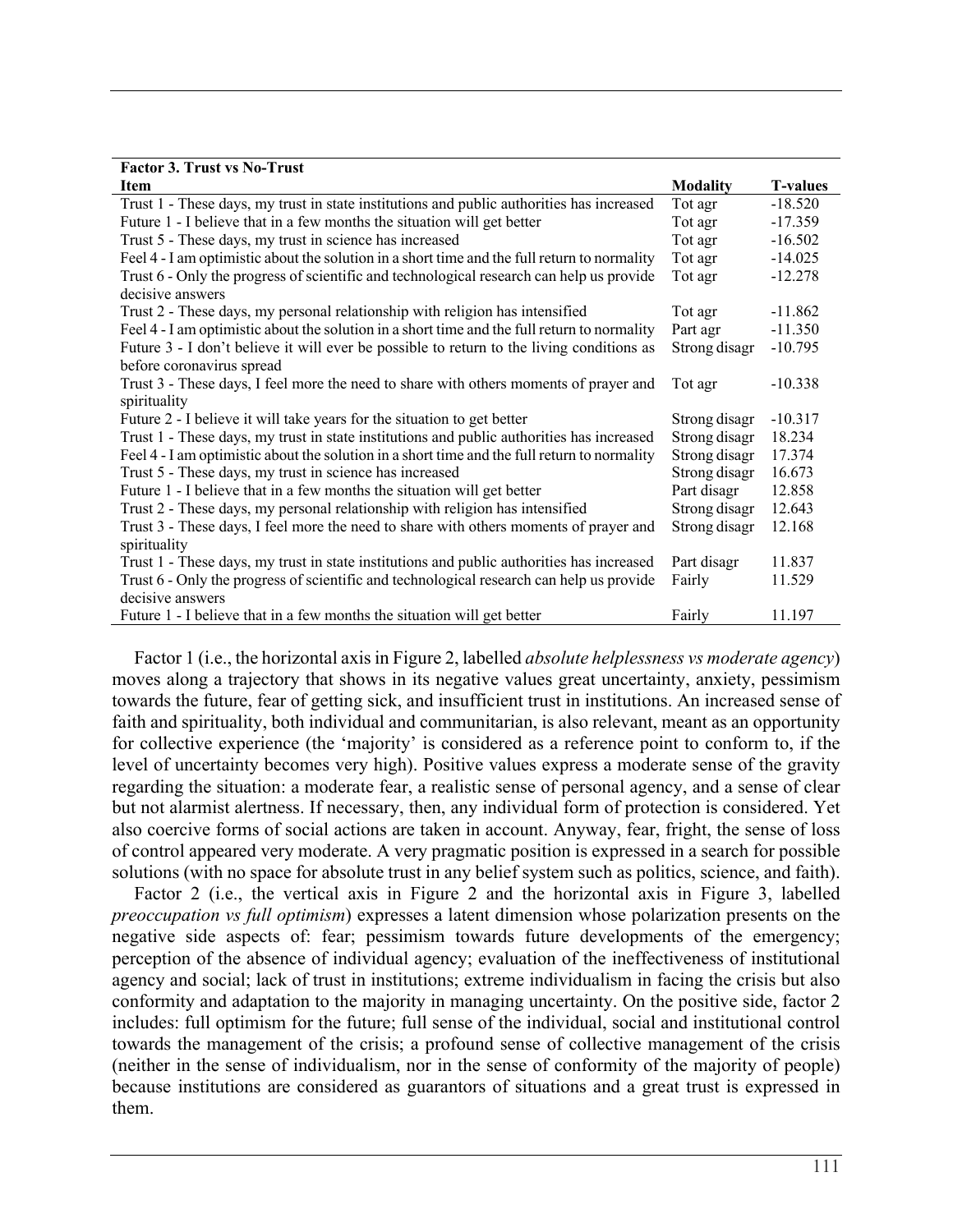| **Factor 3. Trust vs No-Trust** | | |
|---|---|---|
| **Item** | **Modality** | **T-values** |
| Trust 1 - These days, my trust in state institutions and public authorities has increased | Tot agr | -18.520 |
| Future 1 - I believe that in a few months the situation will get better | Tot agr | -17.359 |
| Trust 5 - These days, my trust in science has increased | Tot agr | -16.502 |
| Feel 4 - I am optimistic about the solution in a short time and the full return to normality | Tot agr | -14.025 |
| Trust 6 - Only the progress of scientific and technological research can help us provide decisive answers | Tot agr | -12.278 |
| Trust 2 - These days, my personal relationship with religion has intensified | Tot agr | -11.862 |
| Feel 4 - I am optimistic about the solution in a short time and the full return to normality | Part agr | -11.350 |
| Future 3 - I don't believe it will ever be possible to return to the living conditions as before coronavirus spread | Strong disagr | -10.795 |
| Trust 3 - These days, I feel more the need to share with others moments of prayer and spirituality | Tot agr | -10.338 |
| Future 2 - I believe it will take years for the situation to get better | Strong disagr | -10.317 |
| Trust 1 - These days, my trust in state institutions and public authorities has increased | Strong disagr | 18.234 |
| Feel 4 - I am optimistic about the solution in a short time and the full return to normality | Strong disagr | 17.374 |
| Trust 5 - These days, my trust in science has increased | Strong disagr | 16.673 |
| Future 1 - I believe that in a few months the situation will get better | Part disagr | 12.858 |
| Trust 2 - These days, my personal relationship with religion has intensified | Strong disagr | 12.643 |
| Trust 3 - These days, I feel more the need to share with others moments of prayer and spirituality | Strong disagr | 12.168 |
| Trust 1 - These days, my trust in state institutions and public authorities has increased | Part disagr | 11.837 |
| Trust 6 - Only the progress of scientific and technological research can help us provide decisive answers | Fairly | 11.529 |
| Future 1 - I believe that in a few months the situation will get better | Fairly | 11.197 |

Factor 1 (i.e., the horizontal axis in Figure 2, labelled *absolute helplessness vs moderate agency*) moves along a trajectory that shows in its negative values great uncertainty, anxiety, pessimism towards the future, fear of getting sick, and insufficient trust in institutions. An increased sense of faith and spirituality, both individual and communitarian, is also relevant, meant as an opportunity for collective experience (the 'majority' is considered as a reference point to conform to, if the level of uncertainty becomes very high). Positive values express a moderate sense of the gravity regarding the situation: a moderate fear, a realistic sense of personal agency, and a sense of clear but not alarmist alertness. If necessary, then, any individual form of protection is considered. Yet also coercive forms of social actions are taken in account. Anyway, fear, fright, the sense of loss of control appeared very moderate. A very pragmatic position is expressed in a search for possible solutions (with no space for absolute trust in any belief system such as politics, science, and faith).

Factor 2 (i.e., the vertical axis in Figure 2 and the horizontal axis in Figure 3, labelled *preoccupation vs full optimism*) expresses a latent dimension whose polarization presents on the negative side aspects of: fear; pessimism towards future developments of the emergency; perception of the absence of individual agency; evaluation of the ineffectiveness of institutional agency and social; lack of trust in institutions; extreme individualism in facing the crisis but also conformity and adaptation to the majority in managing uncertainty. On the positive side, factor 2 includes: full optimism for the future; full sense of the individual, social and institutional control towards the management of the crisis; a profound sense of collective management of the crisis (neither in the sense of individualism, nor in the sense of conformity of the majority of people) because institutions are considered as guarantors of situations and a great trust is expressed in them.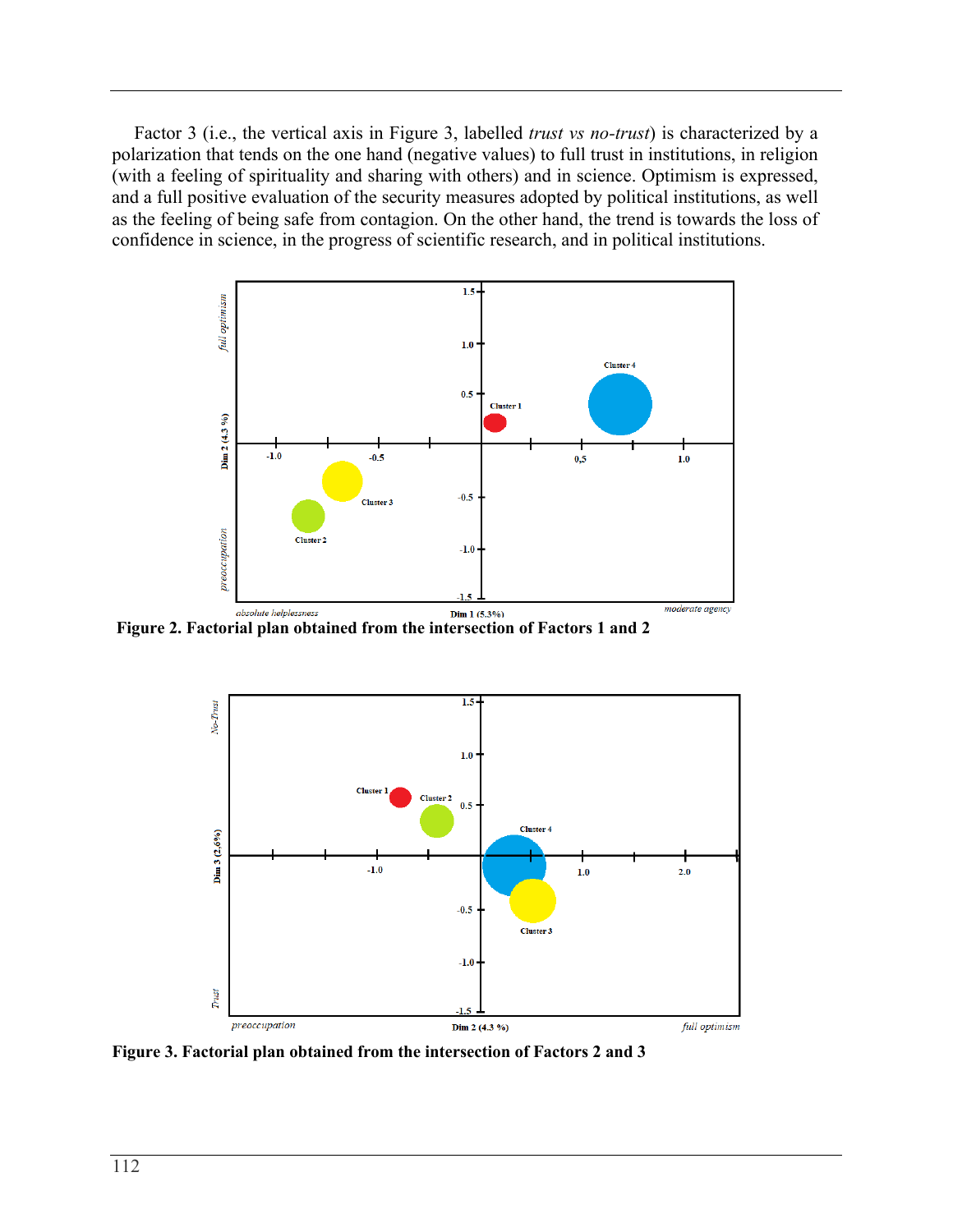Factor 3 (i.e., the vertical axis in Figure 3, labelled *trust vs no-trust*) is characterized by a polarization that tends on the one hand (negative values) to full trust in institutions, in religion (with a feeling of spirituality and sharing with others) and in science. Optimism is expressed, and a full positive evaluation of the security measures adopted by political institutions, as well as the feeling of being safe from contagion. On the other hand, the trend is towards the loss of confidence in science, in the progress of scientific research, and in political institutions.

**Figure 2. Factorial plan obtained from the intersection of Factors 1 and 2**

**Figure 3. Factorial plan obtained from the intersection of Factors 2 and 3**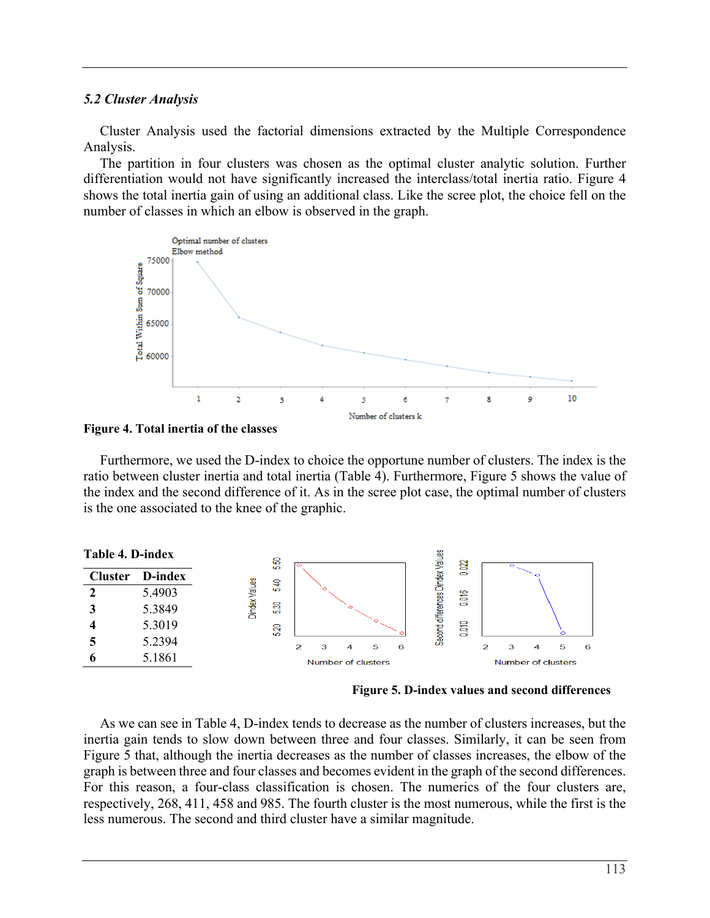### *5.2 Cluster Analysis*

Cluster Analysis used the factorial dimensions extracted by the Multiple Correspondence Analysis.

The partition in four clusters was chosen as the optimal cluster analytic solution. Further differentiation would not have significantly increased the interclass/total inertia ratio. Figure 4 shows the total inertia gain of using an additional class. Like the scree plot, the choice fell on the number of classes in which an elbow is observed in the graph.

**Figure 4. Total inertia of the classes**

Furthermore, we used the D-index to choice the opportune number of clusters. The index is the ratio between cluster inertia and total inertia (Table 4). Furthermore, Figure 5 shows the value of the index and the second difference of it. As in the scree plot case, the optimal number of clusters is the one associated to the knee of the graphic.

**Table 4. D-index**

| Cluster | D-index |
|---|---|
| **2** | 5.4903 |
| **3** | 5.3849 |
| **4** | 5.3019 |
| **5** | 5.2394 |
| **6** | 5.1861 |

**Figure 5. D-index values and second differences**

As we can see in Table 4, D-index tends to decrease as the number of clusters increases, but the inertia gain tends to slow down between three and four classes. Similarly, it can be seen from Figure 5 that, although the inertia decreases as the number of classes increases, the elbow of the graph is between three and four classes and becomes evident in the graph of the second differences. For this reason, a four-class classification is chosen. The numerics of the four clusters are, respectively, 268, 411, 458 and 985. The fourth cluster is the most numerous, while the first is the less numerous. The second and third cluster have a similar magnitude.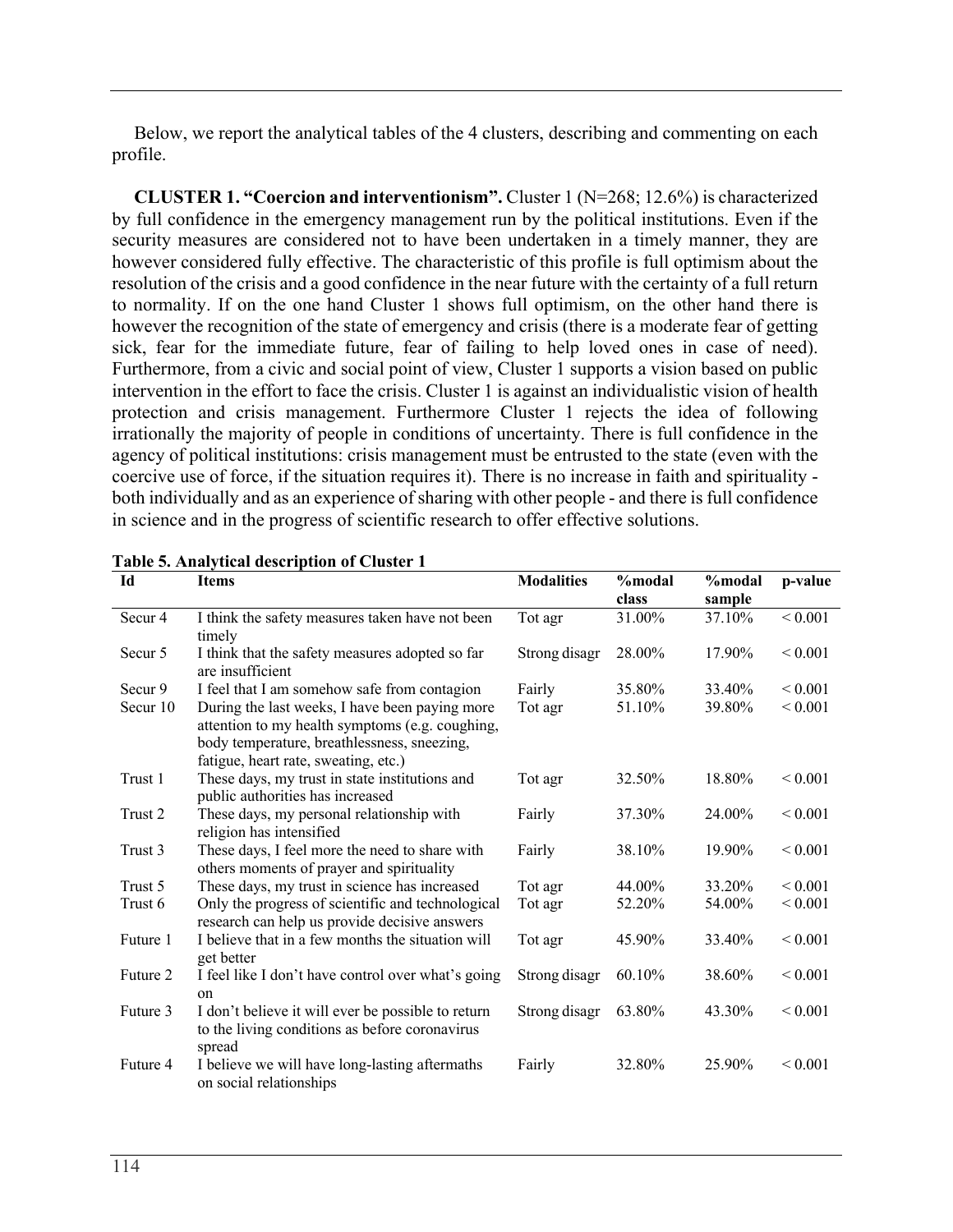Below, we report the analytical tables of the 4 clusters, describing and commenting on each profile.

**CLUSTER 1. "Coercion and interventionism".** Cluster 1 (N=268; 12.6%) is characterized by full confidence in the emergency management run by the political institutions. Even if the security measures are considered not to have been undertaken in a timely manner, they are however considered fully effective. The characteristic of this profile is full optimism about the resolution of the crisis and a good confidence in the near future with the certainty of a full return to normality. If on the one hand Cluster 1 shows full optimism, on the other hand there is however the recognition of the state of emergency and crisis (there is a moderate fear of getting sick, fear for the immediate future, fear of failing to help loved ones in case of need). Furthermore, from a civic and social point of view, Cluster 1 supports a vision based on public intervention in the effort to face the crisis. Cluster 1 is against an individualistic vision of health protection and crisis management. Furthermore Cluster 1 rejects the idea of following irrationally the majority of people in conditions of uncertainty. There is full confidence in the agency of political institutions: crisis management must be entrusted to the state (even with the coercive use of force, if the situation requires it). There is no increase in faith and spirituality - both individually and as an experience of sharing with other people - and there is full confidence in science and in the progress of scientific research to offer effective solutions.

**Table 5. Analytical description of Cluster 1**

| Id | Items | Modalities | %modal class | %modal sample | p-value |
|---|---|---|---|---|---|
| Secur 4 | I think the safety measures taken have not been timely | Tot agr | 31.00% | 37.10% | < 0.001 |
| Secur 5 | I think that the safety measures adopted so far are insufficient | Strong disagr | 28.00% | 17.90% | < 0.001 |
| Secur 9 | I feel that I am somehow safe from contagion | Fairly | 35.80% | 33.40% | < 0.001 |
| Secur 10 | During the last weeks, I have been paying more attention to my health symptoms (e.g. coughing, body temperature, breathlessness, sneezing, fatigue, heart rate, sweating, etc.) | Tot agr | 51.10% | 39.80% | < 0.001 |
| Trust 1 | These days, my trust in state institutions and public authorities has increased | Tot agr | 32.50% | 18.80% | < 0.001 |
| Trust 2 | These days, my personal relationship with religion has intensified | Fairly | 37.30% | 24.00% | < 0.001 |
| Trust 3 | These days, I feel more the need to share with others moments of prayer and spirituality | Fairly | 38.10% | 19.90% | < 0.001 |
| Trust 5 | These days, my trust in science has increased | Tot agr | 44.00% | 33.20% | < 0.001 |
| Trust 6 | Only the progress of scientific and technological research can help us provide decisive answers | Tot agr | 52.20% | 54.00% | < 0.001 |
| Future 1 | I believe that in a few months the situation will get better | Tot agr | 45.90% | 33.40% | < 0.001 |
| Future 2 | I feel like I don't have control over what's going on | Strong disagr | 60.10% | 38.60% | < 0.001 |
| Future 3 | I don't believe it will ever be possible to return to the living conditions as before coronavirus spread | Strong disagr | 63.80% | 43.30% | < 0.001 |
| Future 4 | I believe we will have long-lasting aftermaths on social relationships | Fairly | 32.80% | 25.90% | < 0.001 |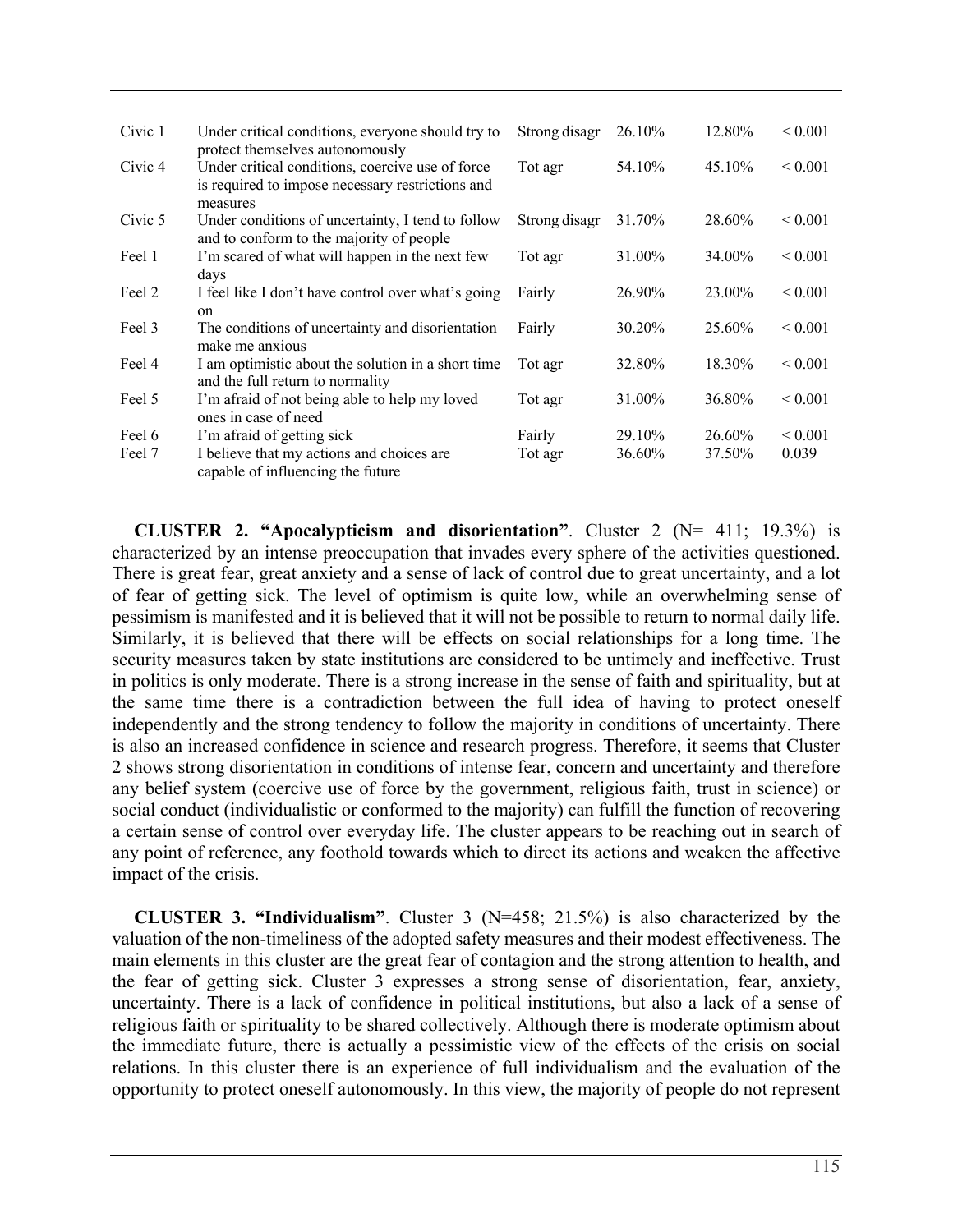| | | | | | |
|---|---|---|---|---|---|
| Civic 1 | Under critical conditions, everyone should try to protect themselves autonomously | Strong disagr | 26.10% | 12.80% | < 0.001 |
| Civic 4 | Under critical conditions, coercive use of force is required to impose necessary restrictions and measures | Tot agr | 54.10% | 45.10% | < 0.001 |
| Civic 5 | Under conditions of uncertainty, I tend to follow and to conform to the majority of people | Strong disagr | 31.70% | 28.60% | < 0.001 |
| Feel 1 | I'm scared of what will happen in the next few days | Tot agr | 31.00% | 34.00% | < 0.001 |
| Feel 2 | I feel like I don't have control over what's going on | Fairly | 26.90% | 23.00% | < 0.001 |
| Feel 3 | The conditions of uncertainty and disorientation make me anxious | Fairly | 30.20% | 25.60% | < 0.001 |
| Feel 4 | I am optimistic about the solution in a short time and the full return to normality | Tot agr | 32.80% | 18.30% | < 0.001 |
| Feel 5 | I'm afraid of not being able to help my loved ones in case of need | Tot agr | 31.00% | 36.80% | < 0.001 |
| Feel 6 | I'm afraid of getting sick | Fairly | 29.10% | 26.60% | < 0.001 |
| Feel 7 | I believe that my actions and choices are capable of influencing the future | Tot agr | 36.60% | 37.50% | 0.039 |

**CLUSTER 2. "Apocalypticism and disorientation"**. Cluster 2 (N= 411; 19.3%) is characterized by an intense preoccupation that invades every sphere of the activities questioned. There is great fear, great anxiety and a sense of lack of control due to great uncertainty, and a lot of fear of getting sick. The level of optimism is quite low, while an overwhelming sense of pessimism is manifested and it is believed that it will not be possible to return to normal daily life. Similarly, it is believed that there will be effects on social relationships for a long time. The security measures taken by state institutions are considered to be untimely and ineffective. Trust in politics is only moderate. There is a strong increase in the sense of faith and spirituality, but at the same time there is a contradiction between the full idea of having to protect oneself independently and the strong tendency to follow the majority in conditions of uncertainty. There is also an increased confidence in science and research progress. Therefore, it seems that Cluster 2 shows strong disorientation in conditions of intense fear, concern and uncertainty and therefore any belief system (coercive use of force by the government, religious faith, trust in science) or social conduct (individualistic or conformed to the majority) can fulfill the function of recovering a certain sense of control over everyday life. The cluster appears to be reaching out in search of any point of reference, any foothold towards which to direct its actions and weaken the affective impact of the crisis.

**CLUSTER 3. "Individualism"**. Cluster 3 (N=458; 21.5%) is also characterized by the valuation of the non-timeliness of the adopted safety measures and their modest effectiveness. The main elements in this cluster are the great fear of contagion and the strong attention to health, and the fear of getting sick. Cluster 3 expresses a strong sense of disorientation, fear, anxiety, uncertainty. There is a lack of confidence in political institutions, but also a lack of a sense of religious faith or spirituality to be shared collectively. Although there is moderate optimism about the immediate future, there is actually a pessimistic view of the effects of the crisis on social relations. In this cluster there is an experience of full individualism and the evaluation of the opportunity to protect oneself autonomously. In this view, the majority of people do not represent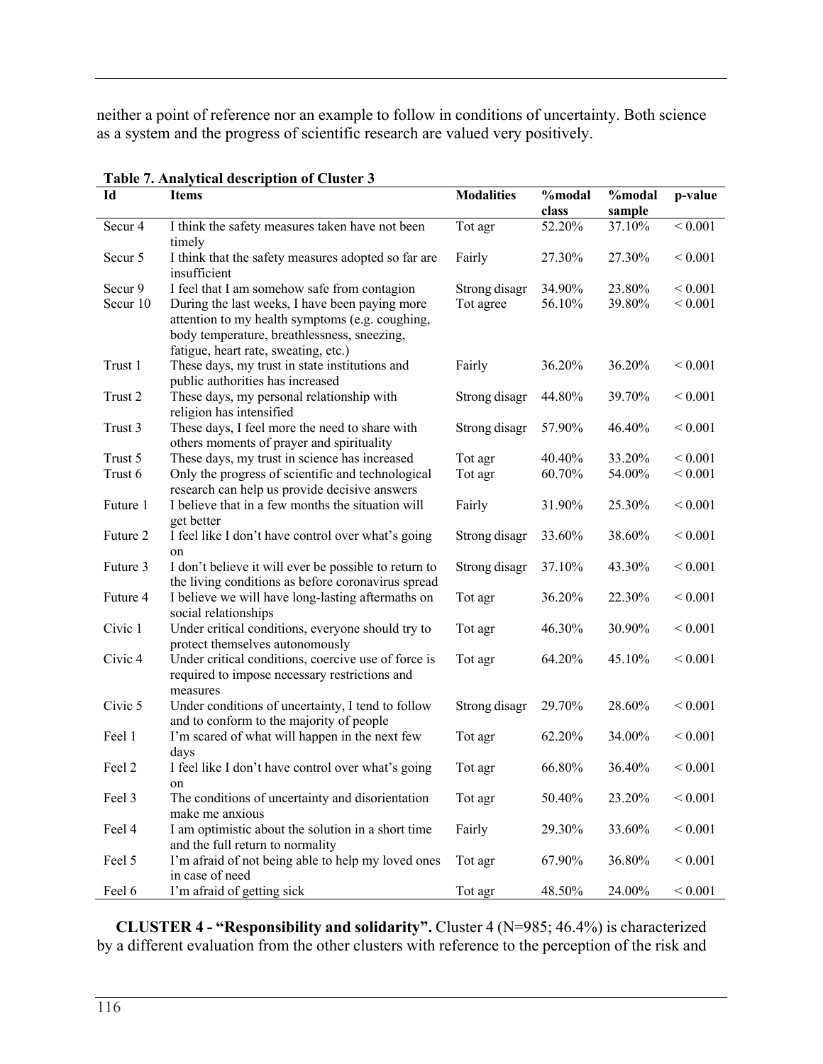neither a point of reference nor an example to follow in conditions of uncertainty. Both science as a system and the progress of scientific research are valued very positively.

**Table 7. Analytical description of Cluster 3**

| Id | Items | Modalities | %modal class | %modal sample | p-value |
|---|---|---|---|---|---|
| Secur 4 | I think the safety measures taken have not been timely | Tot agr | 52.20% | 37.10% | < 0.001 |
| Secur 5 | I think that the safety measures adopted so far are insufficient | Fairly | 27.30% | 27.30% | < 0.001 |
| Secur 9 | I feel that I am somehow safe from contagion | Strong disagr | 34.90% | 23.80% | < 0.001 |
| Secur 10 | During the last weeks, I have been paying more attention to my health symptoms (e.g. coughing, body temperature, breathlessness, sneezing, fatigue, heart rate, sweating, etc.) | Tot agree | 56.10% | 39.80% | < 0.001 |
| Trust 1 | These days, my trust in state institutions and public authorities has increased | Fairly | 36.20% | 36.20% | < 0.001 |
| Trust 2 | These days, my personal relationship with religion has intensified | Strong disagr | 44.80% | 39.70% | < 0.001 |
| Trust 3 | These days, I feel more the need to share with others moments of prayer and spirituality | Strong disagr | 57.90% | 46.40% | < 0.001 |
| Trust 5 | These days, my trust in science has increased | Tot agr | 40.40% | 33.20% | < 0.001 |
| Trust 6 | Only the progress of scientific and technological research can help us provide decisive answers | Tot agr | 60.70% | 54.00% | < 0.001 |
| Future 1 | I believe that in a few months the situation will get better | Fairly | 31.90% | 25.30% | < 0.001 |
| Future 2 | I feel like I don't have control over what's going on | Strong disagr | 33.60% | 38.60% | < 0.001 |
| Future 3 | I don't believe it will ever be possible to return to the living conditions as before coronavirus spread | Strong disagr | 37.10% | 43.30% | < 0.001 |
| Future 4 | I believe we will have long-lasting aftermaths on social relationships | Tot agr | 36.20% | 22.30% | < 0.001 |
| Civic 1 | Under critical conditions, everyone should try to protect themselves autonomously | Tot agr | 46.30% | 30.90% | < 0.001 |
| Civic 4 | Under critical conditions, coercive use of force is required to impose necessary restrictions and measures | Tot agr | 64.20% | 45.10% | < 0.001 |
| Civic 5 | Under conditions of uncertainty, I tend to follow and to conform to the majority of people | Strong disagr | 29.70% | 28.60% | < 0.001 |
| Feel 1 | I'm scared of what will happen in the next few days | Tot agr | 62.20% | 34.00% | < 0.001 |
| Feel 2 | I feel like I don't have control over what's going on | Tot agr | 66.80% | 36.40% | < 0.001 |
| Feel 3 | The conditions of uncertainty and disorientation make me anxious | Tot agr | 50.40% | 23.20% | < 0.001 |
| Feel 4 | I am optimistic about the solution in a short time and the full return to normality | Fairly | 29.30% | 33.60% | < 0.001 |
| Feel 5 | I'm afraid of not being able to help my loved ones in case of need | Tot agr | 67.90% | 36.80% | < 0.001 |
| Feel 6 | I'm afraid of getting sick | Tot agr | 48.50% | 24.00% | < 0.001 |

**CLUSTER 4 - "Responsibility and solidarity".** Cluster 4 (N=985; 46.4%) is characterized by a different evaluation from the other clusters with reference to the perception of the risk and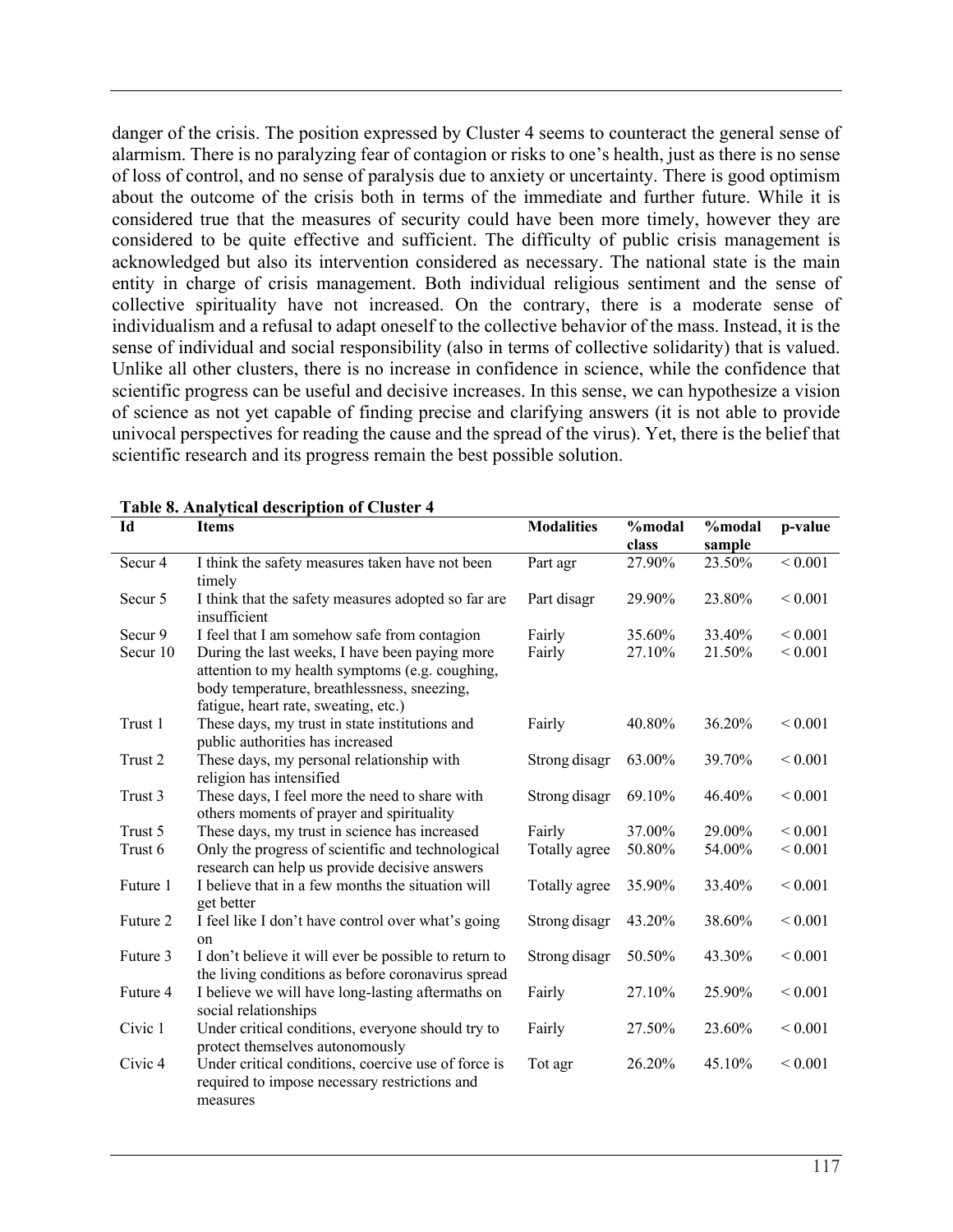danger of the crisis. The position expressed by Cluster 4 seems to counteract the general sense of alarmism. There is no paralyzing fear of contagion or risks to one's health, just as there is no sense of loss of control, and no sense of paralysis due to anxiety or uncertainty. There is good optimism about the outcome of the crisis both in terms of the immediate and further future. While it is considered true that the measures of security could have been more timely, however they are considered to be quite effective and sufficient. The difficulty of public crisis management is acknowledged but also its intervention considered as necessary. The national state is the main entity in charge of crisis management. Both individual religious sentiment and the sense of collective spirituality have not increased. On the contrary, there is a moderate sense of individualism and a refusal to adapt oneself to the collective behavior of the mass. Instead, it is the sense of individual and social responsibility (also in terms of collective solidarity) that is valued. Unlike all other clusters, there is no increase in confidence in science, while the confidence that scientific progress can be useful and decisive increases. In this sense, we can hypothesize a vision of science as not yet capable of finding precise and clarifying answers (it is not able to provide univocal perspectives for reading the cause and the spread of the virus). Yet, there is the belief that scientific research and its progress remain the best possible solution.

**Table 8. Analytical description of Cluster 4**

| Id | Items | Modalities | %modal class | %modal sample | p-value |
|---|---|---|---|---|---|
| Secur 4 | I think the safety measures taken have not been timely | Part agr | 27.90% | 23.50% | < 0.001 |
| Secur 5 | I think that the safety measures adopted so far are insufficient | Part disagr | 29.90% | 23.80% | < 0.001 |
| Secur 9 | I feel that I am somehow safe from contagion | Fairly | 35.60% | 33.40% | < 0.001 |
| Secur 10 | During the last weeks, I have been paying more attention to my health symptoms (e.g. coughing, body temperature, breathlessness, sneezing, fatigue, heart rate, sweating, etc.) | Fairly | 27.10% | 21.50% | < 0.001 |
| Trust 1 | These days, my trust in state institutions and public authorities has increased | Fairly | 40.80% | 36.20% | < 0.001 |
| Trust 2 | These days, my personal relationship with religion has intensified | Strong disagr | 63.00% | 39.70% | < 0.001 |
| Trust 3 | These days, I feel more the need to share with others moments of prayer and spirituality | Strong disagr | 69.10% | 46.40% | < 0.001 |
| Trust 5 | These days, my trust in science has increased | Fairly | 37.00% | 29.00% | < 0.001 |
| Trust 6 | Only the progress of scientific and technological research can help us provide decisive answers | Totally agree | 50.80% | 54.00% | < 0.001 |
| Future 1 | I believe that in a few months the situation will get better | Totally agree | 35.90% | 33.40% | < 0.001 |
| Future 2 | I feel like I don't have control over what's going on | Strong disagr | 43.20% | 38.60% | < 0.001 |
| Future 3 | I don't believe it will ever be possible to return to the living conditions as before coronavirus spread | Strong disagr | 50.50% | 43.30% | < 0.001 |
| Future 4 | I believe we will have long-lasting aftermaths on social relationships | Fairly | 27.10% | 25.90% | < 0.001 |
| Civic 1 | Under critical conditions, everyone should try to protect themselves autonomously | Fairly | 27.50% | 23.60% | < 0.001 |
| Civic 4 | Under critical conditions, coercive use of force is required to impose necessary restrictions and measures | Tot agr | 26.20% | 45.10% | < 0.001 |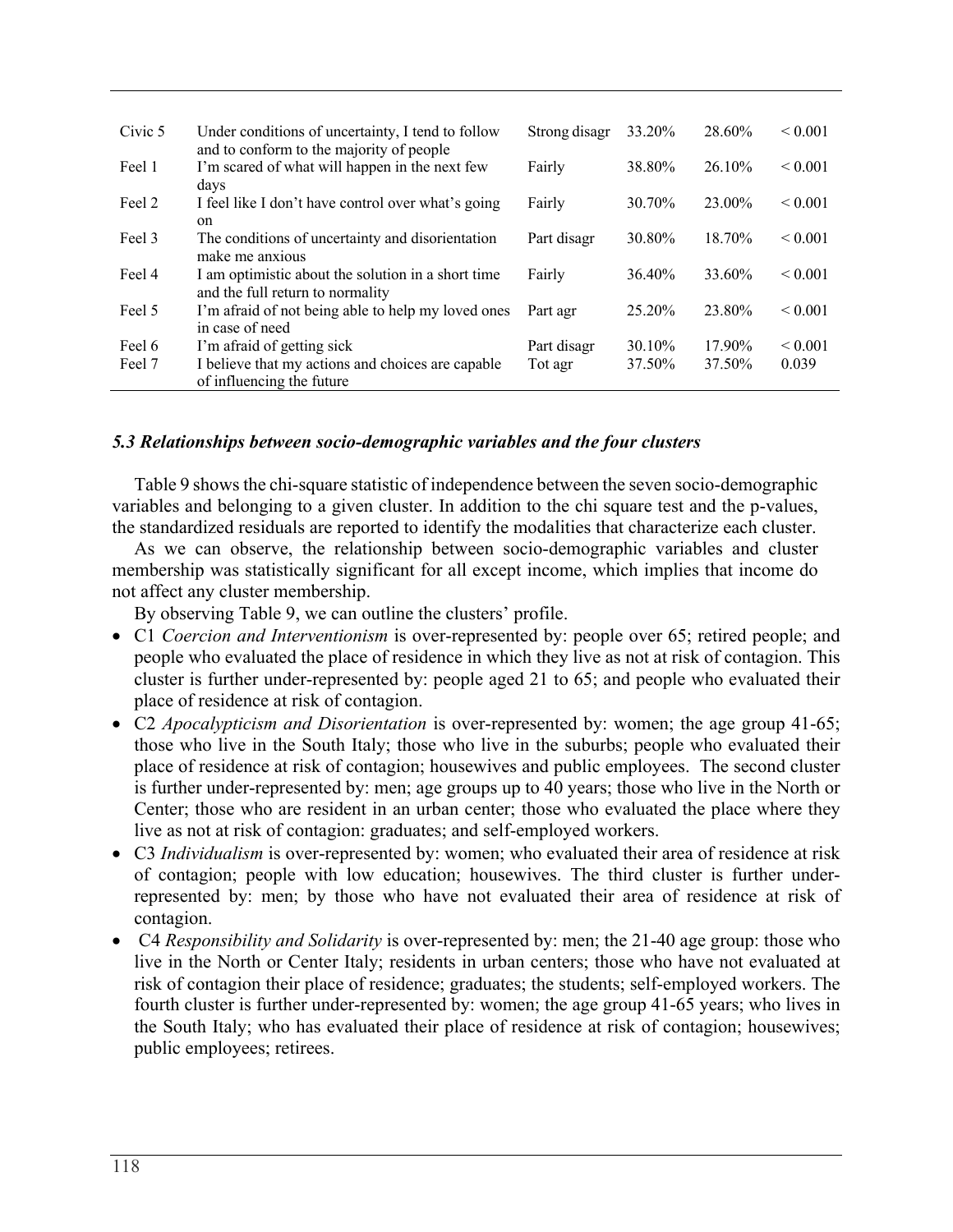| | | | | | |
|---|---|---|---|---|---|
| Civic 5 | Under conditions of uncertainty, I tend to follow and to conform to the majority of people | Strong disagr | 33.20% | 28.60% | < 0.001 |
| Feel 1 | I'm scared of what will happen in the next few days | Fairly | 38.80% | 26.10% | < 0.001 |
| Feel 2 | I feel like I don't have control over what's going on | Fairly | 30.70% | 23.00% | < 0.001 |
| Feel 3 | The conditions of uncertainty and disorientation make me anxious | Part disagr | 30.80% | 18.70% | < 0.001 |
| Feel 4 | I am optimistic about the solution in a short time and the full return to normality | Fairly | 36.40% | 33.60% | < 0.001 |
| Feel 5 | I'm afraid of not being able to help my loved ones in case of need | Part agr | 25.20% | 23.80% | < 0.001 |
| Feel 6 | I'm afraid of getting sick | Part disagr | 30.10% | 17.90% | < 0.001 |
| Feel 7 | I believe that my actions and choices are capable of influencing the future | Tot agr | 37.50% | 37.50% | 0.039 |

### *5.3 Relationships between socio-demographic variables and the four clusters*

Table 9 shows the chi-square statistic of independence between the seven socio-demographic variables and belonging to a given cluster. In addition to the chi square test and the p-values, the standardized residuals are reported to identify the modalities that characterize each cluster.

As we can observe, the relationship between socio-demographic variables and cluster membership was statistically significant for all except income, which implies that income do not affect any cluster membership.

By observing Table 9, we can outline the clusters' profile.

- C1 *Coercion and Interventionism* is over-represented by: people over 65; retired people; and people who evaluated the place of residence in which they live as not at risk of contagion. This cluster is further under-represented by: people aged 21 to 65; and people who evaluated their place of residence at risk of contagion.
- C2 *Apocalypticism and Disorientation* is over-represented by: women; the age group 41-65; those who live in the South Italy; those who live in the suburbs; people who evaluated their place of residence at risk of contagion; housewives and public employees. The second cluster is further under-represented by: men; age groups up to 40 years; those who live in the North or Center; those who are resident in an urban center; those who evaluated the place where they live as not at risk of contagion: graduates; and self-employed workers.
- C3 *Individualism* is over-represented by: women; who evaluated their area of residence at risk of contagion; people with low education; housewives. The third cluster is further under-represented by: men; by those who have not evaluated their area of residence at risk of contagion.
- C4 *Responsibility and Solidarity* is over-represented by: men; the 21-40 age group: those who live in the North or Center Italy; residents in urban centers; those who have not evaluated at risk of contagion their place of residence; graduates; the students; self-employed workers. The fourth cluster is further under-represented by: women; the age group 41-65 years; who lives in the South Italy; who has evaluated their place of residence at risk of contagion; housewives; public employees; retirees.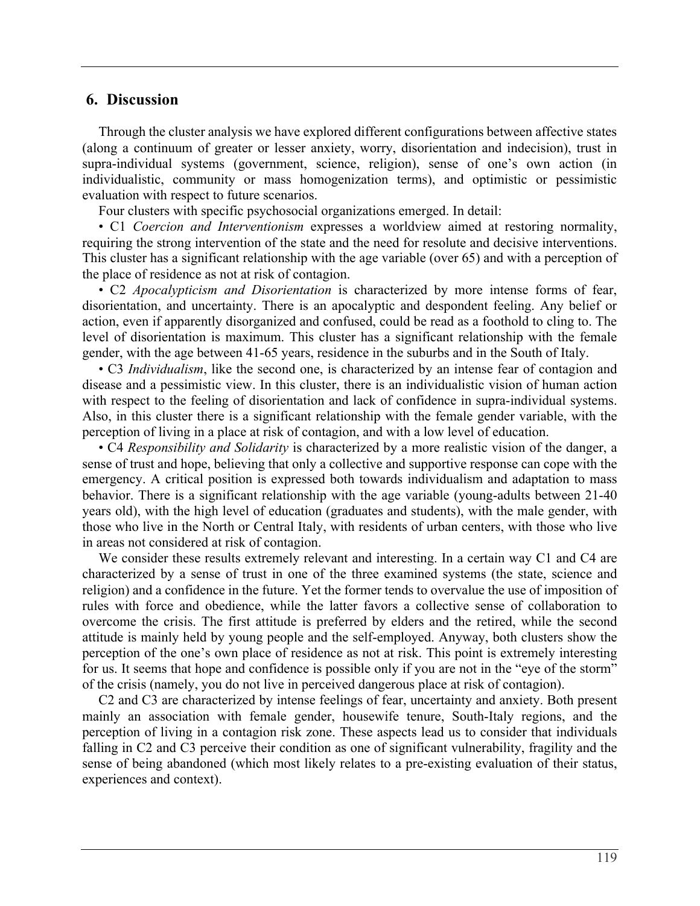## 6. Discussion

Through the cluster analysis we have explored different configurations between affective states (along a continuum of greater or lesser anxiety, worry, disorientation and indecision), trust in supra-individual systems (government, science, religion), sense of one's own action (in individualistic, community or mass homogenization terms), and optimistic or pessimistic evaluation with respect to future scenarios.

Four clusters with specific psychosocial organizations emerged. In detail:

• C1 *Coercion and Interventionism* expresses a worldview aimed at restoring normality, requiring the strong intervention of the state and the need for resolute and decisive interventions. This cluster has a significant relationship with the age variable (over 65) and with a perception of the place of residence as not at risk of contagion.

• C2 *Apocalypticism and Disorientation* is characterized by more intense forms of fear, disorientation, and uncertainty. There is an apocalyptic and despondent feeling. Any belief or action, even if apparently disorganized and confused, could be read as a foothold to cling to. The level of disorientation is maximum. This cluster has a significant relationship with the female gender, with the age between 41-65 years, residence in the suburbs and in the South of Italy.

• C3 *Individualism*, like the second one, is characterized by an intense fear of contagion and disease and a pessimistic view. In this cluster, there is an individualistic vision of human action with respect to the feeling of disorientation and lack of confidence in supra-individual systems. Also, in this cluster there is a significant relationship with the female gender variable, with the perception of living in a place at risk of contagion, and with a low level of education.

• C4 *Responsibility and Solidarity* is characterized by a more realistic vision of the danger, a sense of trust and hope, believing that only a collective and supportive response can cope with the emergency. A critical position is expressed both towards individualism and adaptation to mass behavior. There is a significant relationship with the age variable (young-adults between 21-40 years old), with the high level of education (graduates and students), with the male gender, with those who live in the North or Central Italy, with residents of urban centers, with those who live in areas not considered at risk of contagion.

We consider these results extremely relevant and interesting. In a certain way C1 and C4 are characterized by a sense of trust in one of the three examined systems (the state, science and religion) and a confidence in the future. Yet the former tends to overvalue the use of imposition of rules with force and obedience, while the latter favors a collective sense of collaboration to overcome the crisis. The first attitude is preferred by elders and the retired, while the second attitude is mainly held by young people and the self-employed. Anyway, both clusters show the perception of the one's own place of residence as not at risk. This point is extremely interesting for us. It seems that hope and confidence is possible only if you are not in the "eye of the storm" of the crisis (namely, you do not live in perceived dangerous place at risk of contagion).

C2 and C3 are characterized by intense feelings of fear, uncertainty and anxiety. Both present mainly an association with female gender, housewife tenure, South-Italy regions, and the perception of living in a contagion risk zone. These aspects lead us to consider that individuals falling in C2 and C3 perceive their condition as one of significant vulnerability, fragility and the sense of being abandoned (which most likely relates to a pre-existing evaluation of their status, experiences and context).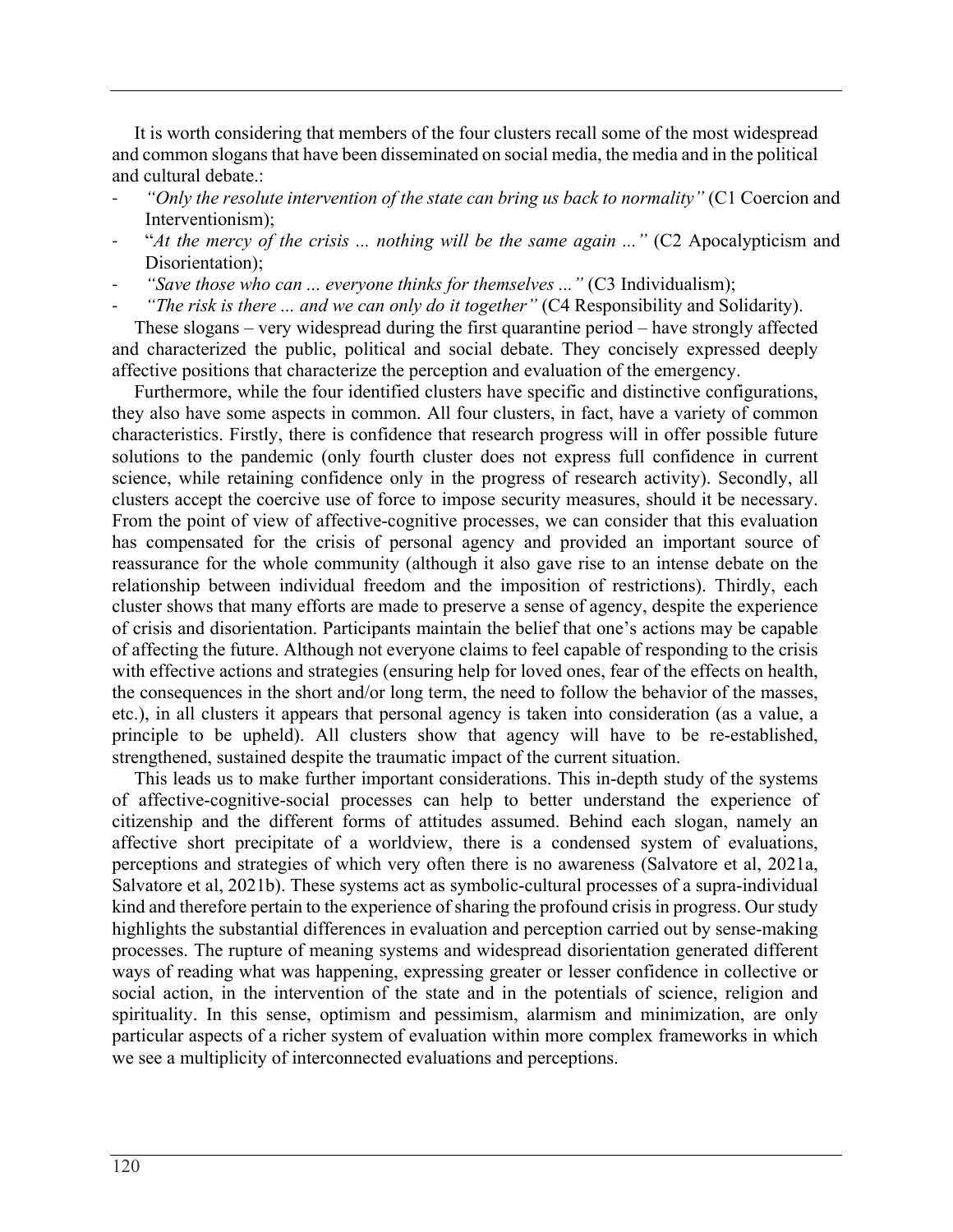It is worth considering that members of the four clusters recall some of the most widespread and common slogans that have been disseminated on social media, the media and in the political and cultural debate.:

- *"Only the resolute intervention of the state can bring us back to normality"* (C1 Coercion and Interventionism);
- "*At the mercy of the crisis ... nothing will be the same again ...*" (C2 Apocalypticism and Disorientation);
- *"Save those who can ... everyone thinks for themselves ..."* (C3 Individualism);
- *"The risk is there ... and we can only do it together"* (C4 Responsibility and Solidarity).

These slogans – very widespread during the first quarantine period – have strongly affected and characterized the public, political and social debate. They concisely expressed deeply affective positions that characterize the perception and evaluation of the emergency.

Furthermore, while the four identified clusters have specific and distinctive configurations, they also have some aspects in common. All four clusters, in fact, have a variety of common characteristics. Firstly, there is confidence that research progress will in offer possible future solutions to the pandemic (only fourth cluster does not express full confidence in current science, while retaining confidence only in the progress of research activity). Secondly, all clusters accept the coercive use of force to impose security measures, should it be necessary. From the point of view of affective-cognitive processes, we can consider that this evaluation has compensated for the crisis of personal agency and provided an important source of reassurance for the whole community (although it also gave rise to an intense debate on the relationship between individual freedom and the imposition of restrictions). Thirdly, each cluster shows that many efforts are made to preserve a sense of agency, despite the experience of crisis and disorientation. Participants maintain the belief that one's actions may be capable of affecting the future. Although not everyone claims to feel capable of responding to the crisis with effective actions and strategies (ensuring help for loved ones, fear of the effects on health, the consequences in the short and/or long term, the need to follow the behavior of the masses, etc.), in all clusters it appears that personal agency is taken into consideration (as a value, a principle to be upheld). All clusters show that agency will have to be re-established, strengthened, sustained despite the traumatic impact of the current situation.

This leads us to make further important considerations. This in-depth study of the systems of affective-cognitive-social processes can help to better understand the experience of citizenship and the different forms of attitudes assumed. Behind each slogan, namely an affective short precipitate of a worldview, there is a condensed system of evaluations, perceptions and strategies of which very often there is no awareness (Salvatore et al, 2021a, Salvatore et al, 2021b). These systems act as symbolic-cultural processes of a supra-individual kind and therefore pertain to the experience of sharing the profound crisis in progress. Our study highlights the substantial differences in evaluation and perception carried out by sense-making processes. The rupture of meaning systems and widespread disorientation generated different ways of reading what was happening, expressing greater or lesser confidence in collective or social action, in the intervention of the state and in the potentials of science, religion and spirituality. In this sense, optimism and pessimism, alarmism and minimization, are only particular aspects of a richer system of evaluation within more complex frameworks in which we see a multiplicity of interconnected evaluations and perceptions.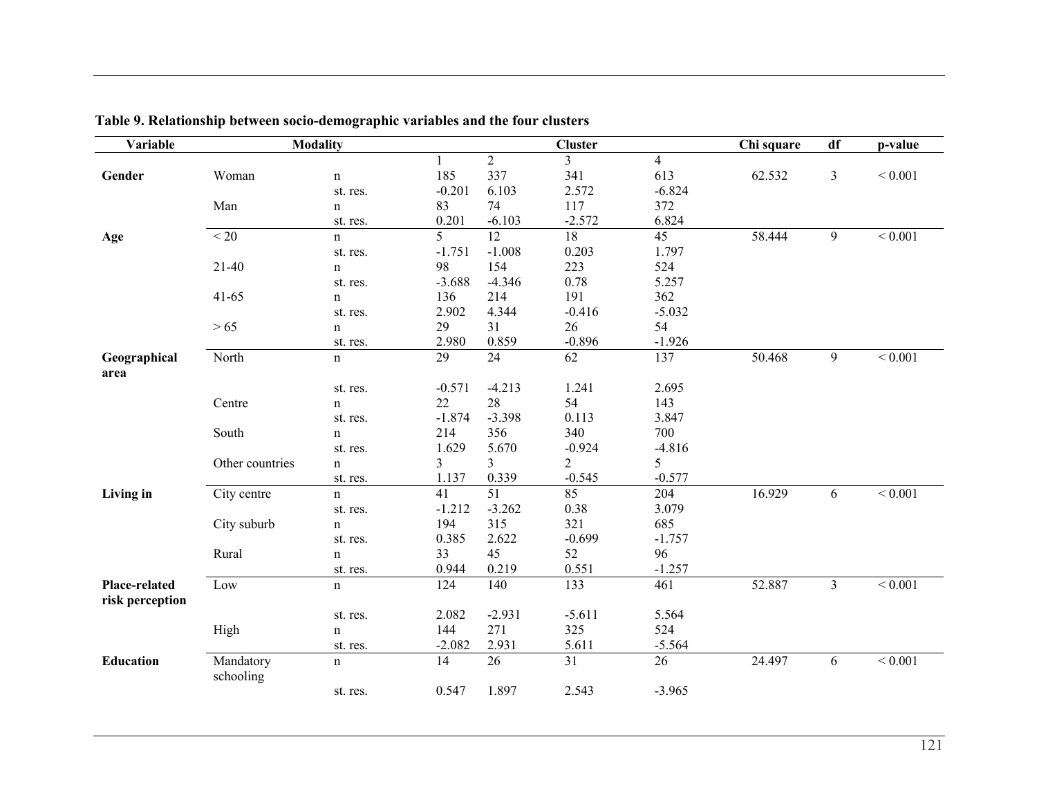**Table 9. Relationship between socio-demographic variables and the four clusters**

| Variable | Modality | | Cluster | | | | Chi square | df | p-value |
|---|---|---|---|---|---|---|---|---|---|
| | | | 1 | 2 | 3 | 4 | | | |
| **Gender** | Woman | n | 185 | 337 | 341 | 613 | 62.532 | 3 | < 0.001 |
| | | st. res. | -0.201 | 6.103 | 2.572 | -6.824 | | | |
| | Man | n | 83 | 74 | 117 | 372 | | | |
| | | st. res. | 0.201 | -6.103 | -2.572 | 6.824 | | | |
| **Age** | < 20 | n | 5 | 12 | 18 | 45 | 58.444 | 9 | < 0.001 |
| | | st. res. | -1.751 | -1.008 | 0.203 | 1.797 | | | |
| | 21-40 | n | 98 | 154 | 223 | 524 | | | |
| | | st. res. | -3.688 | -4.346 | 0.78 | 5.257 | | | |
| | 41-65 | n | 136 | 214 | 191 | 362 | | | |
| | | st. res. | 2.902 | 4.344 | -0.416 | -5.032 | | | |
| | > 65 | n | 29 | 31 | 26 | 54 | | | |
| | | st. res. | 2.980 | 0.859 | -0.896 | -1.926 | | | |
| **Geographical area** | North | n | 29 | 24 | 62 | 137 | 50.468 | 9 | < 0.001 |
| | | st. res. | -0.571 | -4.213 | 1.241 | 2.695 | | | |
| | Centre | n | 22 | 28 | 54 | 143 | | | |
| | | st. res. | -1.874 | -3.398 | 0.113 | 3.847 | | | |
| | South | n | 214 | 356 | 340 | 700 | | | |
| | | st. res. | 1.629 | 5.670 | -0.924 | -4.816 | | | |
| | Other countries | n | 3 | 3 | 2 | 5 | | | |
| | | st. res. | 1.137 | 0.339 | -0.545 | -0.577 | | | |
| **Living in** | City centre | n | 41 | 51 | 85 | 204 | 16.929 | 6 | < 0.001 |
| | | st. res. | -1.212 | -3.262 | 0.38 | 3.079 | | | |
| | City suburb | n | 194 | 315 | 321 | 685 | | | |
| | | st. res. | 0.385 | 2.622 | -0.699 | -1.757 | | | |
| | Rural | n | 33 | 45 | 52 | 96 | | | |
| | | st. res. | 0.944 | 0.219 | 0.551 | -1.257 | | | |
| **Place-related risk perception** | Low | n | 124 | 140 | 133 | 461 | 52.887 | 3 | < 0.001 |
| | | st. res. | 2.082 | -2.931 | -5.611 | 5.564 | | | |
| | High | n | 144 | 271 | 325 | 524 | | | |
| | | st. res. | -2.082 | 2.931 | 5.611 | -5.564 | | | |
| **Education** | Mandatory schooling | n | 14 | 26 | 31 | 26 | 24.497 | 6 | < 0.001 |
| | | st. res. | 0.547 | 1.897 | 2.543 | -3.965 | | | |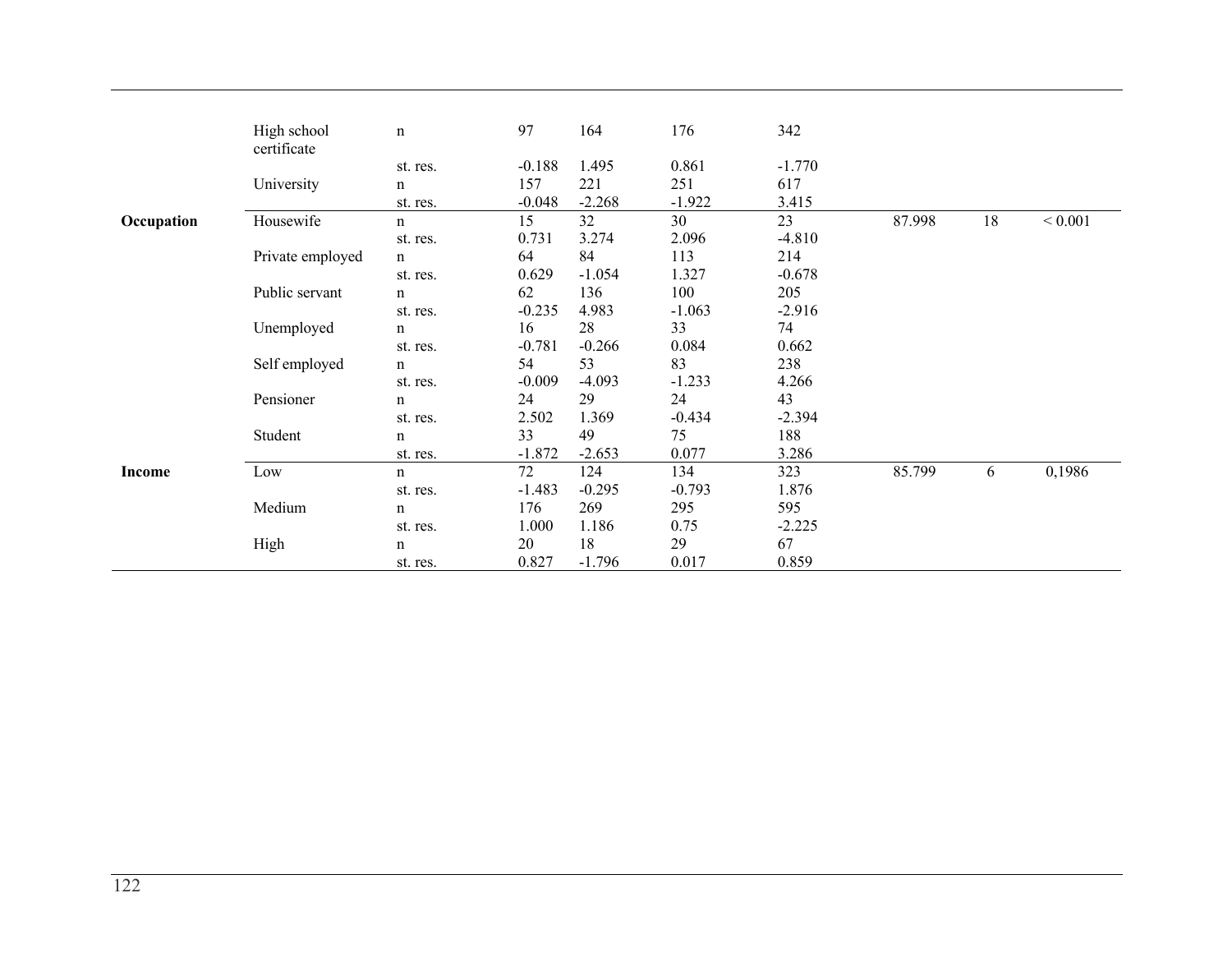| | | | | | | | | | |
|---|---|---|---|---|---|---|---|---|---|
| | High school certificate | n | 97 | 164 | 176 | 342 | | | |
| | | st. res. | -0.188 | 1.495 | 0.861 | -1.770 | | | |
| | University | n | 157 | 221 | 251 | 617 | | | |
| | | st. res. | -0.048 | -2.268 | -1.922 | 3.415 | | | |
| **Occupation** | Housewife | n | 15 | 32 | 30 | 23 | 87.998 | 18 | < 0.001 |
| | | st. res. | 0.731 | 3.274 | 2.096 | -4.810 | | | |
| | Private employed | n | 64 | 84 | 113 | 214 | | | |
| | | st. res. | 0.629 | -1.054 | 1.327 | -0.678 | | | |
| | Public servant | n | 62 | 136 | 100 | 205 | | | |
| | | st. res. | -0.235 | 4.983 | -1.063 | -2.916 | | | |
| | Unemployed | n | 16 | 28 | 33 | 74 | | | |
| | | st. res. | -0.781 | -0.266 | 0.084 | 0.662 | | | |
| | Self employed | n | 54 | 53 | 83 | 238 | | | |
| | | st. res. | -0.009 | -4.093 | -1.233 | 4.266 | | | |
| | Pensioner | n | 24 | 29 | 24 | 43 | | | |
| | | st. res. | 2.502 | 1.369 | -0.434 | -2.394 | | | |
| | Student | n | 33 | 49 | 75 | 188 | | | |
| | | st. res. | -1.872 | -2.653 | 0.077 | 3.286 | | | |
| **Income** | Low | n | 72 | 124 | 134 | 323 | 85.799 | 6 | 0,1986 |
| | | st. res. | -1.483 | -0.295 | -0.793 | 1.876 | | | |
| | Medium | n | 176 | 269 | 295 | 595 | | | |
| | | st. res. | 1.000 | 1.186 | 0.75 | -2.225 | | | |
| | High | n | 20 | 18 | 29 | 67 | | | |
| | | st. res. | 0.827 | -1.796 | 0.017 | 0.859 | | | |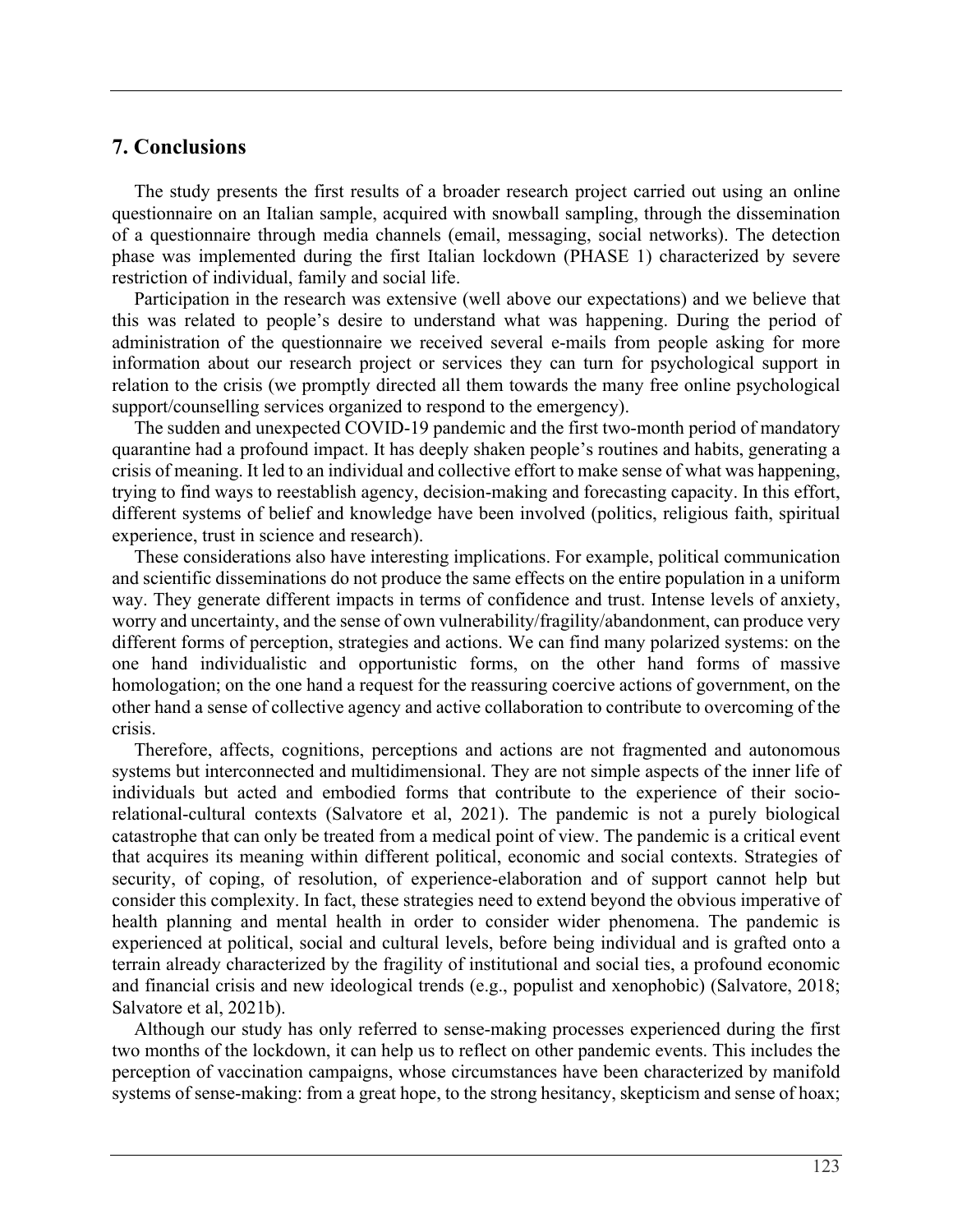## 7. Conclusions

The study presents the first results of a broader research project carried out using an online questionnaire on an Italian sample, acquired with snowball sampling, through the dissemination of a questionnaire through media channels (email, messaging, social networks). The detection phase was implemented during the first Italian lockdown (PHASE 1) characterized by severe restriction of individual, family and social life.

Participation in the research was extensive (well above our expectations) and we believe that this was related to people's desire to understand what was happening. During the period of administration of the questionnaire we received several e-mails from people asking for more information about our research project or services they can turn for psychological support in relation to the crisis (we promptly directed all them towards the many free online psychological support/counselling services organized to respond to the emergency).

The sudden and unexpected COVID-19 pandemic and the first two-month period of mandatory quarantine had a profound impact. It has deeply shaken people's routines and habits, generating a crisis of meaning. It led to an individual and collective effort to make sense of what was happening, trying to find ways to reestablish agency, decision-making and forecasting capacity. In this effort, different systems of belief and knowledge have been involved (politics, religious faith, spiritual experience, trust in science and research).

These considerations also have interesting implications. For example, political communication and scientific disseminations do not produce the same effects on the entire population in a uniform way. They generate different impacts in terms of confidence and trust. Intense levels of anxiety, worry and uncertainty, and the sense of own vulnerability/fragility/abandonment, can produce very different forms of perception, strategies and actions. We can find many polarized systems: on the one hand individualistic and opportunistic forms, on the other hand forms of massive homologation; on the one hand a request for the reassuring coercive actions of government, on the other hand a sense of collective agency and active collaboration to contribute to overcoming of the crisis.

Therefore, affects, cognitions, perceptions and actions are not fragmented and autonomous systems but interconnected and multidimensional. They are not simple aspects of the inner life of individuals but acted and embodied forms that contribute to the experience of their socio-relational-cultural contexts (Salvatore et al, 2021). The pandemic is not a purely biological catastrophe that can only be treated from a medical point of view. The pandemic is a critical event that acquires its meaning within different political, economic and social contexts. Strategies of security, of coping, of resolution, of experience-elaboration and of support cannot help but consider this complexity. In fact, these strategies need to extend beyond the obvious imperative of health planning and mental health in order to consider wider phenomena. The pandemic is experienced at political, social and cultural levels, before being individual and is grafted onto a terrain already characterized by the fragility of institutional and social ties, a profound economic and financial crisis and new ideological trends (e.g., populist and xenophobic) (Salvatore, 2018; Salvatore et al, 2021b).

Although our study has only referred to sense-making processes experienced during the first two months of the lockdown, it can help us to reflect on other pandemic events. This includes the perception of vaccination campaigns, whose circumstances have been characterized by manifold systems of sense-making: from a great hope, to the strong hesitancy, skepticism and sense of hoax;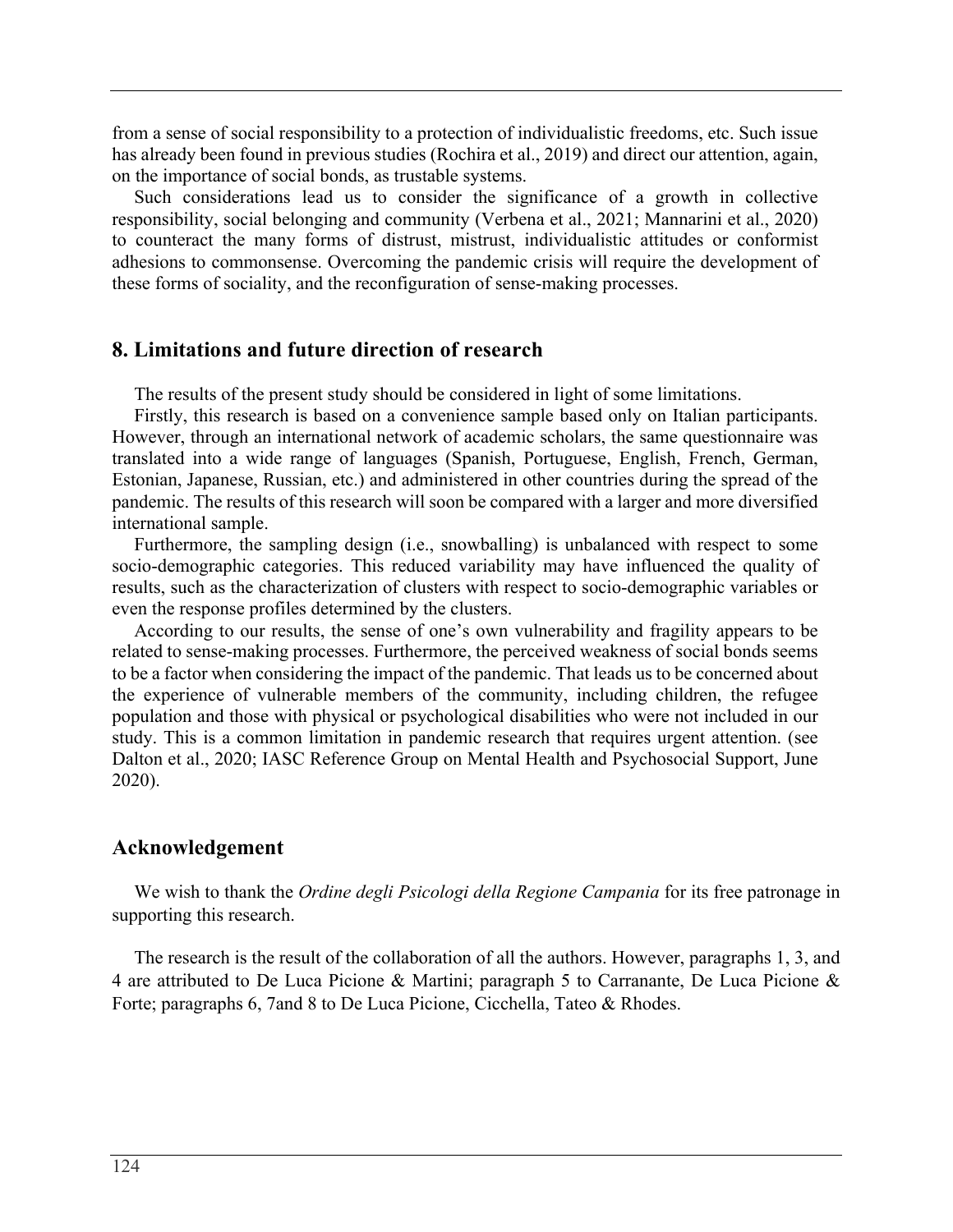from a sense of social responsibility to a protection of individualistic freedoms, etc. Such issue has already been found in previous studies (Rochira et al., 2019) and direct our attention, again, on the importance of social bonds, as trustable systems.

Such considerations lead us to consider the significance of a growth in collective responsibility, social belonging and community (Verbena et al., 2021; Mannarini et al., 2020) to counteract the many forms of distrust, mistrust, individualistic attitudes or conformist adhesions to commonsense. Overcoming the pandemic crisis will require the development of these forms of sociality, and the reconfiguration of sense-making processes.

## 8. Limitations and future direction of research

The results of the present study should be considered in light of some limitations.

Firstly, this research is based on a convenience sample based only on Italian participants. However, through an international network of academic scholars, the same questionnaire was translated into a wide range of languages (Spanish, Portuguese, English, French, German, Estonian, Japanese, Russian, etc.) and administered in other countries during the spread of the pandemic. The results of this research will soon be compared with a larger and more diversified international sample.

Furthermore, the sampling design (i.e., snowballing) is unbalanced with respect to some socio-demographic categories. This reduced variability may have influenced the quality of results, such as the characterization of clusters with respect to socio-demographic variables or even the response profiles determined by the clusters.

According to our results, the sense of one's own vulnerability and fragility appears to be related to sense-making processes. Furthermore, the perceived weakness of social bonds seems to be a factor when considering the impact of the pandemic. That leads us to be concerned about the experience of vulnerable members of the community, including children, the refugee population and those with physical or psychological disabilities who were not included in our study. This is a common limitation in pandemic research that requires urgent attention. (see Dalton et al., 2020; IASC Reference Group on Mental Health and Psychosocial Support, June 2020).

## Acknowledgement

We wish to thank the *Ordine degli Psicologi della Regione Campania* for its free patronage in supporting this research.

The research is the result of the collaboration of all the authors. However, paragraphs 1, 3, and 4 are attributed to De Luca Picione & Martini; paragraph 5 to Carranante, De Luca Picione & Forte; paragraphs 6, 7and 8 to De Luca Picione, Cicchella, Tateo & Rhodes.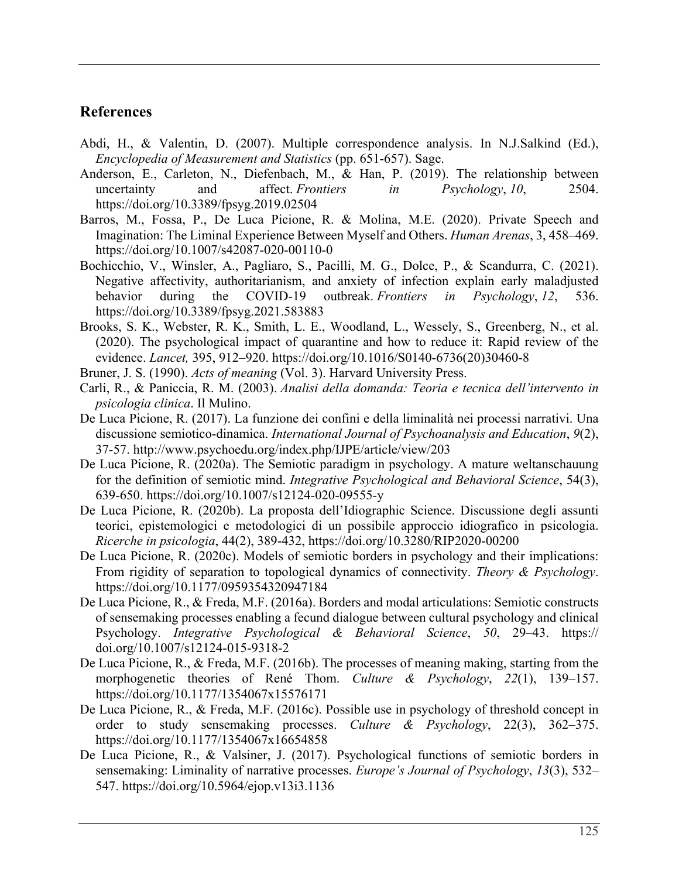## References

Abdi, H., & Valentin, D. (2007). Multiple correspondence analysis. In N.J.Salkind (Ed.), *Encyclopedia of Measurement and Statistics* (pp. 651-657). Sage.

Anderson, E., Carleton, N., Diefenbach, M., & Han, P. (2019). The relationship between uncertainty and affect. *Frontiers in Psychology*, *10*, 2504. https://doi.org/10.3389/fpsyg.2019.02504

Barros, M., Fossa, P., De Luca Picione, R. & Molina, M.E. (2020). Private Speech and Imagination: The Liminal Experience Between Myself and Others. *Human Arenas*, 3, 458–469. https://doi.org/10.1007/s42087-020-00110-0

Bochicchio, V., Winsler, A., Pagliaro, S., Pacilli, M. G., Dolce, P., & Scandurra, C. (2021). Negative affectivity, authoritarianism, and anxiety of infection explain early maladjusted behavior during the COVID-19 outbreak. *Frontiers in Psychology*, *12*, 536. https://doi.org/10.3389/fpsyg.2021.583883

Brooks, S. K., Webster, R. K., Smith, L. E., Woodland, L., Wessely, S., Greenberg, N., et al. (2020). The psychological impact of quarantine and how to reduce it: Rapid review of the evidence. *Lancet,* 395, 912–920. https://doi.org/10.1016/S0140-6736(20)30460-8

Bruner, J. S. (1990). *Acts of meaning* (Vol. 3). Harvard University Press.

Carli, R., & Paniccia, R. M. (2003). *Analisi della domanda: Teoria e tecnica dell'intervento in psicologia clinica*. Il Mulino.

De Luca Picione, R. (2017). La funzione dei confini e della liminalità nei processi narrativi. Una discussione semiotico-dinamica. *International Journal of Psychoanalysis and Education*, *9*(2), 37-57. http://www.psychoedu.org/index.php/IJPE/article/view/203

De Luca Picione, R. (2020a). The Semiotic paradigm in psychology. A mature weltanschauung for the definition of semiotic mind. *Integrative Psychological and Behavioral Science*, 54(3), 639-650. https://doi.org/10.1007/s12124-020-09555-y

De Luca Picione, R. (2020b). La proposta dell'Idiographic Science. Discussione degli assunti teorici, epistemologici e metodologici di un possibile approccio idiografico in psicologia. *Ricerche in psicologia*, 44(2), 389-432, https://doi.org/10.3280/RIP2020-00200

De Luca Picione, R. (2020c). Models of semiotic borders in psychology and their implications: From rigidity of separation to topological dynamics of connectivity. *Theory & Psychology*. https://doi.org/10.1177/0959354320947184

De Luca Picione, R., & Freda, M.F. (2016a). Borders and modal articulations: Semiotic constructs of sensemaking processes enabling a fecund dialogue between cultural psychology and clinical Psychology. *Integrative Psychological & Behavioral Science*, *50*, 29–43. https:// doi.org/10.1007/s12124-015-9318-2

De Luca Picione, R., & Freda, M.F. (2016b). The processes of meaning making, starting from the morphogenetic theories of René Thom. *Culture & Psychology*, *22*(1), 139–157. https://doi.org/10.1177/1354067x15576171

De Luca Picione, R., & Freda, M.F. (2016c). Possible use in psychology of threshold concept in order to study sensemaking processes. *Culture & Psychology*, 22(3), 362–375. https://doi.org/10.1177/1354067x16654858

De Luca Picione, R., & Valsiner, J. (2017). Psychological functions of semiotic borders in sensemaking: Liminality of narrative processes. *Europe's Journal of Psychology*, *13*(3), 532–547. https://doi.org/10.5964/ejop.v13i3.1136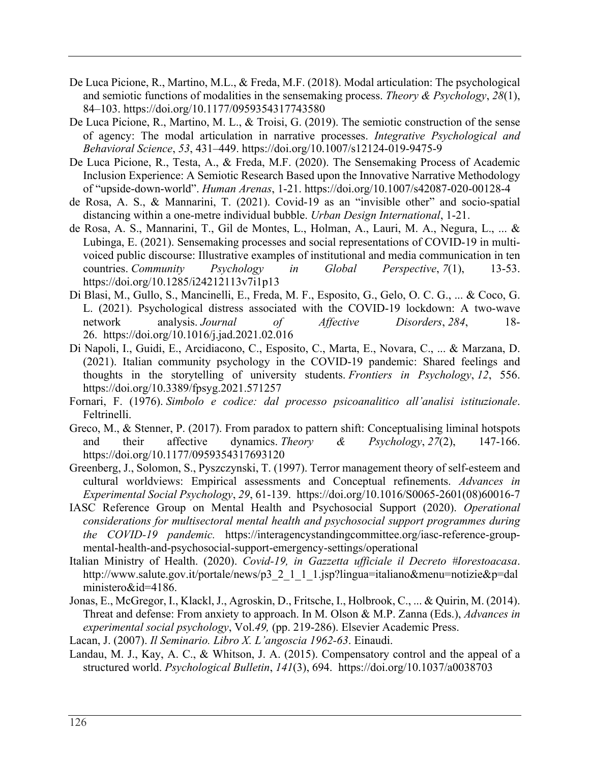De Luca Picione, R., Martino, M.L., & Freda, M.F. (2018). Modal articulation: The psychological and semiotic functions of modalities in the sensemaking process. *Theory & Psychology*, *28*(1), 84–103. https://doi.org/10.1177/0959354317743580

De Luca Picione, R., Martino, M. L., & Troisi, G. (2019). The semiotic construction of the sense of agency: The modal articulation in narrative processes. *Integrative Psychological and Behavioral Science*, *53*, 431–449. https://doi.org/10.1007/s12124-019-9475-9

De Luca Picione, R., Testa, A., & Freda, M.F. (2020). The Sensemaking Process of Academic Inclusion Experience: A Semiotic Research Based upon the Innovative Narrative Methodology of "upside-down-world". *Human Arenas*, 1-21. https://doi.org/10.1007/s42087-020-00128-4

de Rosa, A. S., & Mannarini, T. (2021). Covid-19 as an "invisible other" and socio-spatial distancing within a one-metre individual bubble. *Urban Design International*, 1-21.

de Rosa, A. S., Mannarini, T., Gil de Montes, L., Holman, A., Lauri, M. A., Negura, L., ... & Lubinga, E. (2021). Sensemaking processes and social representations of COVID-19 in multi-voiced public discourse: Illustrative examples of institutional and media communication in ten countries. *Community Psychology in Global Perspective*, *7*(1), 13-53. https://doi.org/10.1285/i24212113v7i1p13

Di Blasi, M., Gullo, S., Mancinelli, E., Freda, M. F., Esposito, G., Gelo, O. C. G., ... & Coco, G. L. (2021). Psychological distress associated with the COVID-19 lockdown: A two-wave network analysis. *Journal of Affective Disorders*, *284*, 18-26. https://doi.org/10.1016/j.jad.2021.02.016

Di Napoli, I., Guidi, E., Arcidiacono, C., Esposito, C., Marta, E., Novara, C., ... & Marzana, D. (2021). Italian community psychology in the COVID-19 pandemic: Shared feelings and thoughts in the storytelling of university students. *Frontiers in Psychology*, *12*, 556. https://doi.org/10.3389/fpsyg.2021.571257

Fornari, F. (1976). *Simbolo e codice: dal processo psicoanalitico all'analisi istituzionale*. Feltrinelli.

Greco, M., & Stenner, P. (2017). From paradox to pattern shift: Conceptualising liminal hotspots and their affective dynamics. *Theory & Psychology*, *27*(2), 147-166. https://doi.org/10.1177/0959354317693120

Greenberg, J., Solomon, S., Pyszczynski, T. (1997). Terror management theory of self-esteem and cultural worldviews: Empirical assessments and Conceptual refinements. *Advances in Experimental Social Psychology*, *29*, 61-139. https://doi.org/10.1016/S0065-2601(08)60016-7

IASC Reference Group on Mental Health and Psychosocial Support (2020). *Operational considerations for multisectoral mental health and psychosocial support programmes during the COVID-19 pandemic.* https://interagencystandingcommittee.org/iasc-reference-group-mental-health-and-psychosocial-support-emergency-settings/operational

Italian Ministry of Health. (2020). *Covid-19, in Gazzetta ufficiale il Decreto #Iorestoacasa*. http://www.salute.gov.it/portale/news/p3_2_1_1_1.jsp?lingua=italiano&menu=notizie&p=dalministero&id=4186.

Jonas, E., McGregor, I., Klackl, J., Agroskin, D., Fritsche, I., Holbrook, C., ... & Quirin, M. (2014). Threat and defense: From anxiety to approach. In M. Olson & M.P. Zanna (Eds.), *Advances in experimental social psychology*, Vol.*49,* (pp. 219-286). Elsevier Academic Press.

Lacan, J. (2007). *Il Seminario. Libro X. L'angoscia 1962-63*. Einaudi.

Landau, M. J., Kay, A. C., & Whitson, J. A. (2015). Compensatory control and the appeal of a structured world. *Psychological Bulletin*, *141*(3), 694. https://doi.org/10.1037/a0038703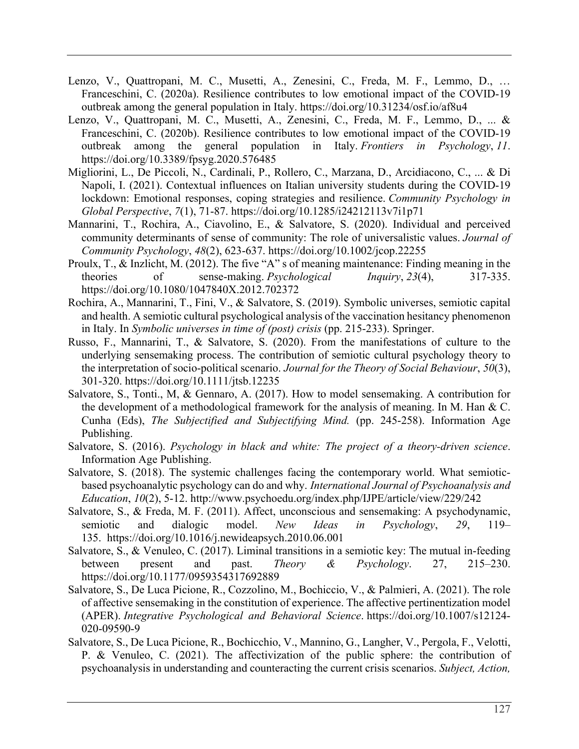Lenzo, V., Quattropani, M. C., Musetti, A., Zenesini, C., Freda, M. F., Lemmo, D., … Franceschini, C. (2020a). Resilience contributes to low emotional impact of the COVID-19 outbreak among the general population in Italy. https://doi.org/10.31234/osf.io/af8u4

Lenzo, V., Quattropani, M. C., Musetti, A., Zenesini, C., Freda, M. F., Lemmo, D., ... & Franceschini, C. (2020b). Resilience contributes to low emotional impact of the COVID-19 outbreak among the general population in Italy. *Frontiers in Psychology*, *11*. https://doi.org/10.3389/fpsyg.2020.576485

Migliorini, L., De Piccoli, N., Cardinali, P., Rollero, C., Marzana, D., Arcidiacono, C., ... & Di Napoli, I. (2021). Contextual influences on Italian university students during the COVID-19 lockdown: Emotional responses, coping strategies and resilience. *Community Psychology in Global Perspective*, *7*(1), 71-87. https://doi.org/10.1285/i24212113v7i1p71

Mannarini, T., Rochira, A., Ciavolino, E., & Salvatore, S. (2020). Individual and perceived community determinants of sense of community: The role of universalistic values. *Journal of Community Psychology*, *48*(2), 623-637. https://doi.org/10.1002/jcop.22255

Proulx, T., & Inzlicht, M. (2012). The five "A" s of meaning maintenance: Finding meaning in the theories of sense-making. *Psychological Inquiry*, *23*(4), 317-335. https://doi.org/10.1080/1047840X.2012.702372

Rochira, A., Mannarini, T., Fini, V., & Salvatore, S. (2019). Symbolic universes, semiotic capital and health. A semiotic cultural psychological analysis of the vaccination hesitancy phenomenon in Italy. In *Symbolic universes in time of (post) crisis* (pp. 215-233). Springer.

Russo, F., Mannarini, T., & Salvatore, S. (2020). From the manifestations of culture to the underlying sensemaking process. The contribution of semiotic cultural psychology theory to the interpretation of socio-political scenario. *Journal for the Theory of Social Behaviour*, *50*(3), 301-320. https://doi.org/10.1111/jtsb.12235

Salvatore, S., Tonti., M, & Gennaro, A. (2017). How to model sensemaking. A contribution for the development of a methodological framework for the analysis of meaning. In M. Han & C. Cunha (Eds), *The Subjectified and Subjectifying Mind.* (pp. 245-258). Information Age Publishing.

Salvatore, S. (2016). *Psychology in black and white: The project of a theory-driven science*. Information Age Publishing.

Salvatore, S. (2018). The systemic challenges facing the contemporary world. What semiotic-based psychoanalytic psychology can do and why. *International Journal of Psychoanalysis and Education*, *10*(2), 5-12. http://www.psychoedu.org/index.php/IJPE/article/view/229/242

Salvatore, S., & Freda, M. F. (2011). Affect, unconscious and sensemaking: A psychodynamic, semiotic and dialogic model. *New Ideas in Psychology*, *29*, 119–135. https://doi.org/10.1016/j.newideapsych.2010.06.001

Salvatore, S., & Venuleo, C. (2017). Liminal transitions in a semiotic key: The mutual in-feeding between present and past. *Theory & Psychology*. 27, 215–230. https://doi.org/10.1177/0959354317692889

Salvatore, S., De Luca Picione, R., Cozzolino, M., Bochiccio, V., & Palmieri, A. (2021). The role of affective sensemaking in the constitution of experience. The affective pertinentization model (APER). *Integrative Psychological and Behavioral Science*. https://doi.org/10.1007/s12124-020-09590-9

Salvatore, S., De Luca Picione, R., Bochicchio, V., Mannino, G., Langher, V., Pergola, F., Velotti, P. & Venuleo, C. (2021). The affectivization of the public sphere: the contribution of psychoanalysis in understanding and counteracting the current crisis scenarios. *Subject, Action,*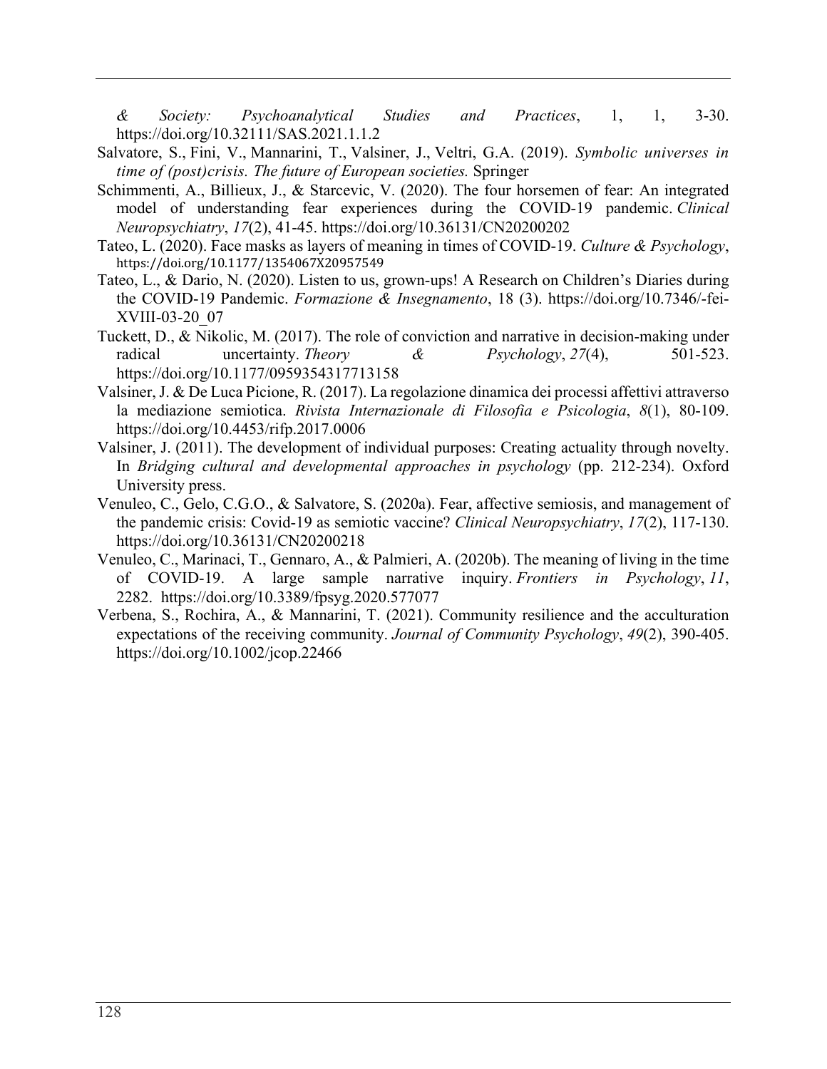*& Society: Psychoanalytical Studies and Practices*, 1, 1, 3-30. https://doi.org/10.32111/SAS.2021.1.1.2

Salvatore, S., Fini, V., Mannarini, T., Valsiner, J., Veltri, G.A. (2019). *Symbolic universes in time of (post)crisis. The future of European societies.* Springer

Schimmenti, A., Billieux, J., & Starcevic, V. (2020). The four horsemen of fear: An integrated model of understanding fear experiences during the COVID-19 pandemic. *Clinical Neuropsychiatry*, *17*(2), 41-45. https://doi.org/10.36131/CN20200202

Tateo, L. (2020). Face masks as layers of meaning in times of COVID-19. *Culture & Psychology*, https://doi.org/10.1177/1354067X20957549

Tateo, L., & Dario, N. (2020). Listen to us, grown-ups! A Research on Children's Diaries during the COVID-19 Pandemic. *Formazione & Insegnamento*, 18 (3). https://doi.org/10.7346/-fei-XVIII-03-20_07

Tuckett, D., & Nikolic, M. (2017). The role of conviction and narrative in decision-making under radical uncertainty. *Theory & Psychology*, *27*(4), 501-523. https://doi.org/10.1177/0959354317713158

Valsiner, J. & De Luca Picione, R. (2017). La regolazione dinamica dei processi affettivi attraverso la mediazione semiotica. *Rivista Internazionale di Filosofia e Psicologia*, *8*(1), 80-109. https://doi.org/10.4453/rifp.2017.0006

Valsiner, J. (2011). The development of individual purposes: Creating actuality through novelty. In *Bridging cultural and developmental approaches in psychology* (pp. 212-234). Oxford University press.

Venuleo, C., Gelo, C.G.O., & Salvatore, S. (2020a). Fear, affective semiosis, and management of the pandemic crisis: Covid-19 as semiotic vaccine? *Clinical Neuropsychiatry*, *17*(2), 117-130. https://doi.org/10.36131/CN20200218

Venuleo, C., Marinaci, T., Gennaro, A., & Palmieri, A. (2020b). The meaning of living in the time of COVID-19. A large sample narrative inquiry. *Frontiers in Psychology*, *11*, 2282. https://doi.org/10.3389/fpsyg.2020.577077

Verbena, S., Rochira, A., & Mannarini, T. (2021). Community resilience and the acculturation expectations of the receiving community. *Journal of Community Psychology*, *49*(2), 390-405. https://doi.org/10.1002/jcop.22466